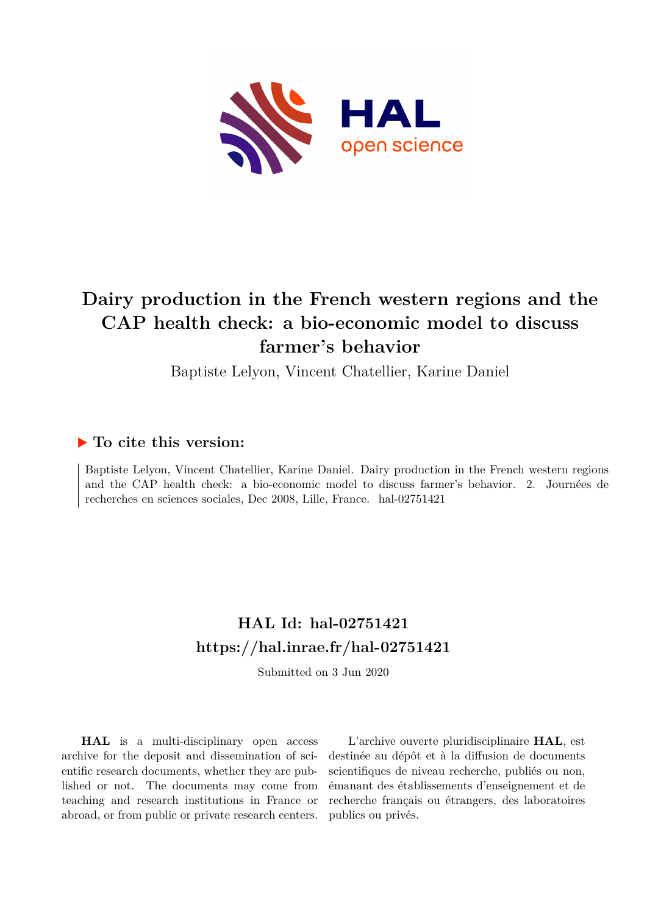# Dairy production in the French western regions and the CAP health check: a bio-economic model to discuss farmer's behavior

Baptiste Lelyon, Vincent Chatellier, Karine Daniel

## ▶ To cite this version:

Baptiste Lelyon, Vincent Chatellier, Karine Daniel. Dairy production in the French western regions and the CAP health check: a bio-economic model to discuss farmer's behavior. 2. Journées de recherches en sciences sociales, Dec 2008, Lille, France. hal-02751421

## HAL Id: hal-02751421
## https://hal.inrae.fr/hal-02751421

Submitted on 3 Jun 2020

**HAL** is a multi-disciplinary open access archive for the deposit and dissemination of scientific research documents, whether they are published or not. The documents may come from teaching and research institutions in France or abroad, or from public or private research centers.

L'archive ouverte pluridisciplinaire **HAL**, est destinée au dépôt et à la diffusion de documents scientifiques de niveau recherche, publiés ou non, émanant des établissements d'enseignement et de recherche français ou étrangers, des laboratoires publics ou privés.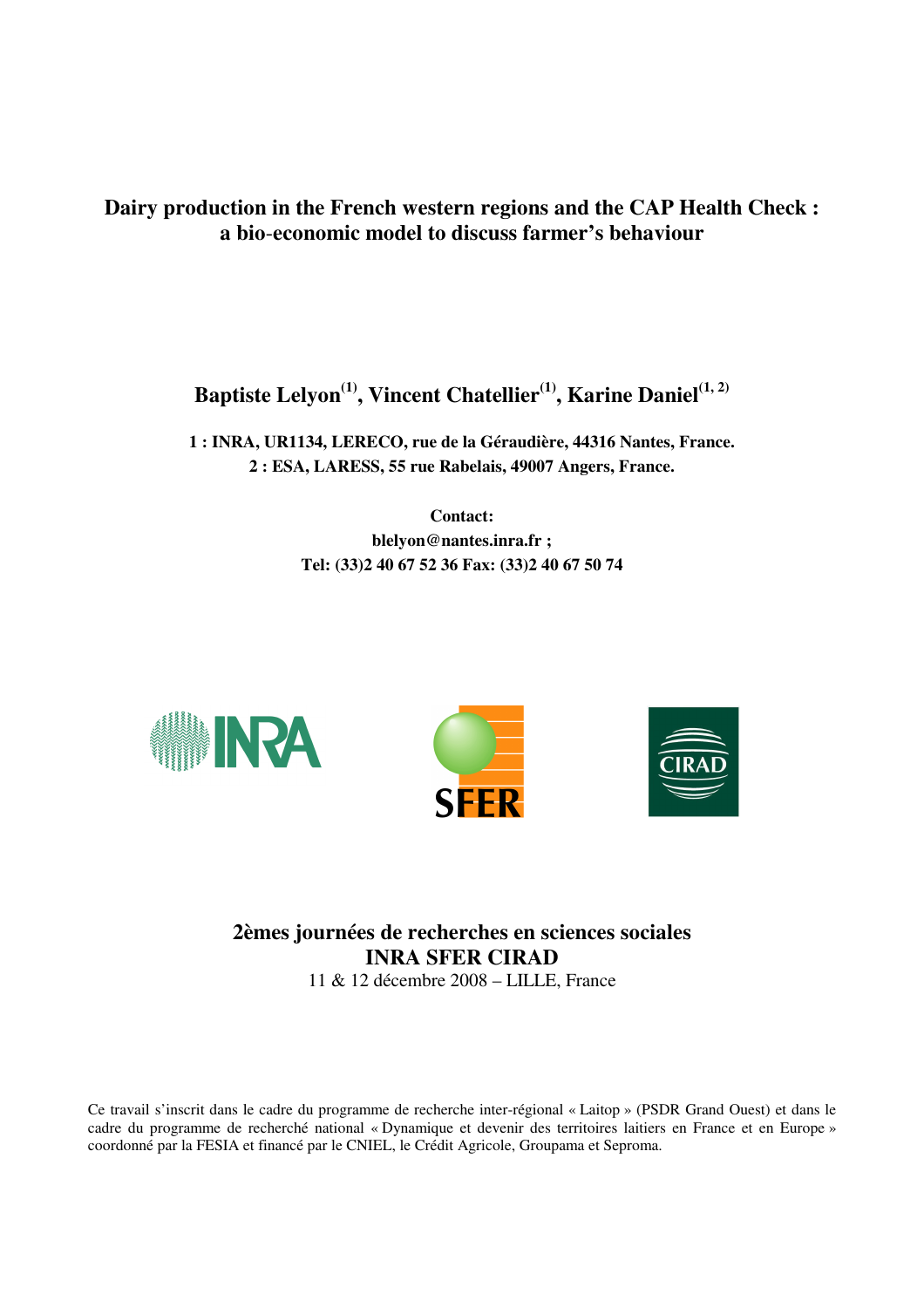# Dairy production in the French western regions and the CAP Health Check : a bio-economic model to discuss farmer's behaviour

**Baptiste Lelyon[1], Vincent Chatellier[1], Karine Daniel[1, 2]**

**1 : INRA, UR1134, LERECO, rue de la Géraudière, 44316 Nantes, France.**
**2 : ESA, LARESS, 55 rue Rabelais, 49007 Angers, France.**

**Contact:**
**blelyon@nantes.inra.fr ;**
**Tel: (33)2 40 67 52 36 Fax: (33)2 40 67 50 74**

**2èmes journées de recherches en sciences sociales**
**INRA SFER CIRAD**
11 & 12 décembre 2008 – LILLE, France

Ce travail s'inscrit dans le cadre du programme de recherche inter-régional « Laitop » (PSDR Grand Ouest) et dans le cadre du programme de recherché national « Dynamique et devenir des territoires laitiers en France et en Europe » coordonné par la FESIA et financé par le CNIEL, le Crédit Agricole, Groupama et Seproma.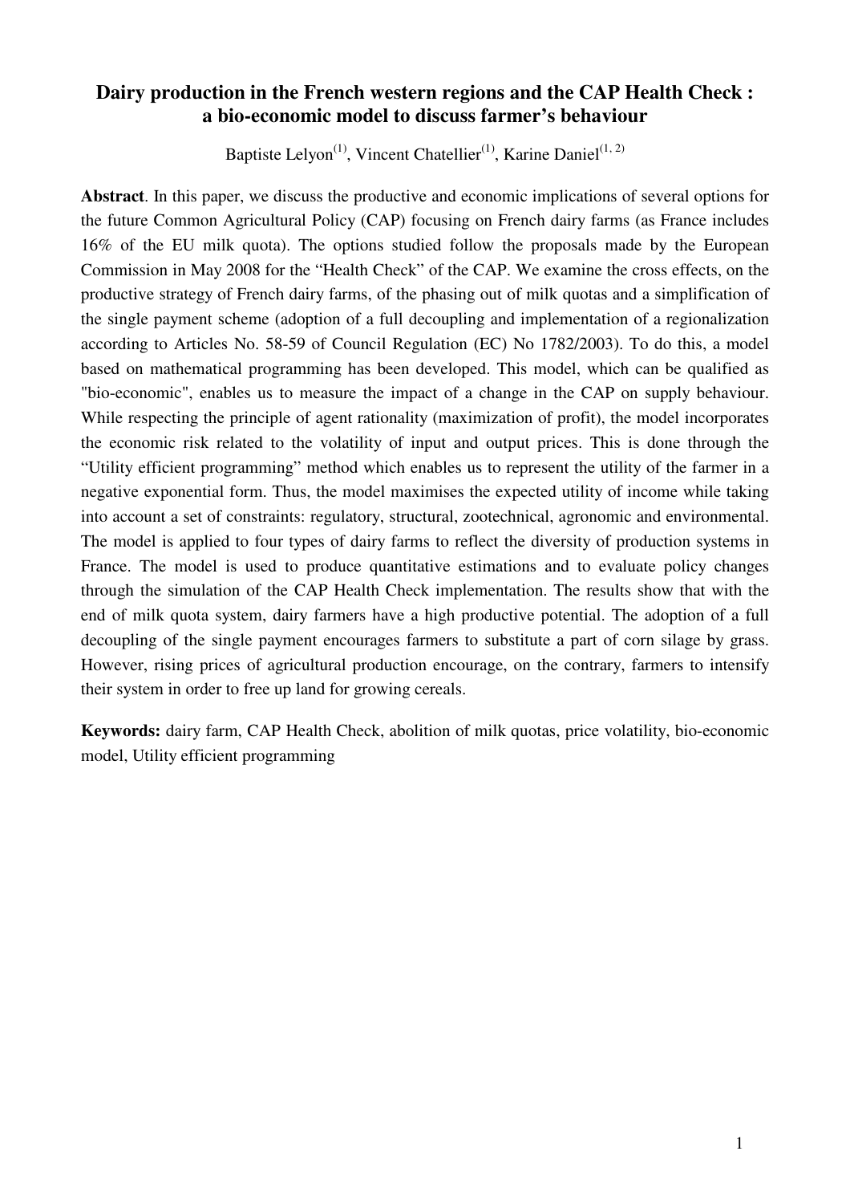# Dairy production in the French western regions and the CAP Health Check : a bio-economic model to discuss farmer's behaviour

Baptiste Lelyon[1], Vincent Chatellier[1], Karine Daniel[1, 2]

**Abstract**. In this paper, we discuss the productive and economic implications of several options for the future Common Agricultural Policy (CAP) focusing on French dairy farms (as France includes 16% of the EU milk quota). The options studied follow the proposals made by the European Commission in May 2008 for the "Health Check" of the CAP. We examine the cross effects, on the productive strategy of French dairy farms, of the phasing out of milk quotas and a simplification of the single payment scheme (adoption of a full decoupling and implementation of a regionalization according to Articles No. 58-59 of Council Regulation (EC) No 1782/2003). To do this, a model based on mathematical programming has been developed. This model, which can be qualified as "bio-economic", enables us to measure the impact of a change in the CAP on supply behaviour. While respecting the principle of agent rationality (maximization of profit), the model incorporates the economic risk related to the volatility of input and output prices. This is done through the "Utility efficient programming" method which enables us to represent the utility of the farmer in a negative exponential form. Thus, the model maximises the expected utility of income while taking into account a set of constraints: regulatory, structural, zootechnical, agronomic and environmental. The model is applied to four types of dairy farms to reflect the diversity of production systems in France. The model is used to produce quantitative estimations and to evaluate policy changes through the simulation of the CAP Health Check implementation. The results show that with the end of milk quota system, dairy farmers have a high productive potential. The adoption of a full decoupling of the single payment encourages farmers to substitute a part of corn silage by grass. However, rising prices of agricultural production encourage, on the contrary, farmers to intensify their system in order to free up land for growing cereals.

**Keywords:** dairy farm, CAP Health Check, abolition of milk quotas, price volatility, bio-economic model, Utility efficient programming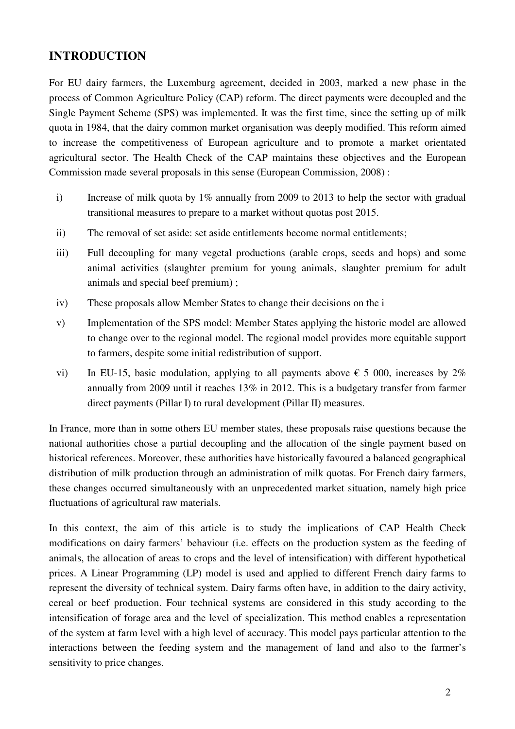## INTRODUCTION

For EU dairy farmers, the Luxemburg agreement, decided in 2003, marked a new phase in the process of Common Agriculture Policy (CAP) reform. The direct payments were decoupled and the Single Payment Scheme (SPS) was implemented. It was the first time, since the setting up of milk quota in 1984, that the dairy common market organisation was deeply modified. This reform aimed to increase the competitiveness of European agriculture and to promote a market orientated agricultural sector. The Health Check of the CAP maintains these objectives and the European Commission made several proposals in this sense (European Commission, 2008) :

i) Increase of milk quota by 1% annually from 2009 to 2013 to help the sector with gradual transitional measures to prepare to a market without quotas post 2015.

ii) The removal of set aside: set aside entitlements become normal entitlements;

iii) Full decoupling for many vegetal productions (arable crops, seeds and hops) and some animal activities (slaughter premium for young animals, slaughter premium for adult animals and special beef premium) ;

iv) These proposals allow Member States to change their decisions on the i

v) Implementation of the SPS model: Member States applying the historic model are allowed to change over to the regional model. The regional model provides more equitable support to farmers, despite some initial redistribution of support.

vi) In EU-15, basic modulation, applying to all payments above € 5 000, increases by 2% annually from 2009 until it reaches 13% in 2012. This is a budgetary transfer from farmer direct payments (Pillar I) to rural development (Pillar II) measures.

In France, more than in some others EU member states, these proposals raise questions because the national authorities chose a partial decoupling and the allocation of the single payment based on historical references. Moreover, these authorities have historically favoured a balanced geographical distribution of milk production through an administration of milk quotas. For French dairy farmers, these changes occurred simultaneously with an unprecedented market situation, namely high price fluctuations of agricultural raw materials.

In this context, the aim of this article is to study the implications of CAP Health Check modifications on dairy farmers' behaviour (i.e. effects on the production system as the feeding of animals, the allocation of areas to crops and the level of intensification) with different hypothetical prices. A Linear Programming (LP) model is used and applied to different French dairy farms to represent the diversity of technical system. Dairy farms often have, in addition to the dairy activity, cereal or beef production. Four technical systems are considered in this study according to the intensification of forage area and the level of specialization. This method enables a representation of the system at farm level with a high level of accuracy. This model pays particular attention to the interactions between the feeding system and the management of land and also to the farmer's sensitivity to price changes.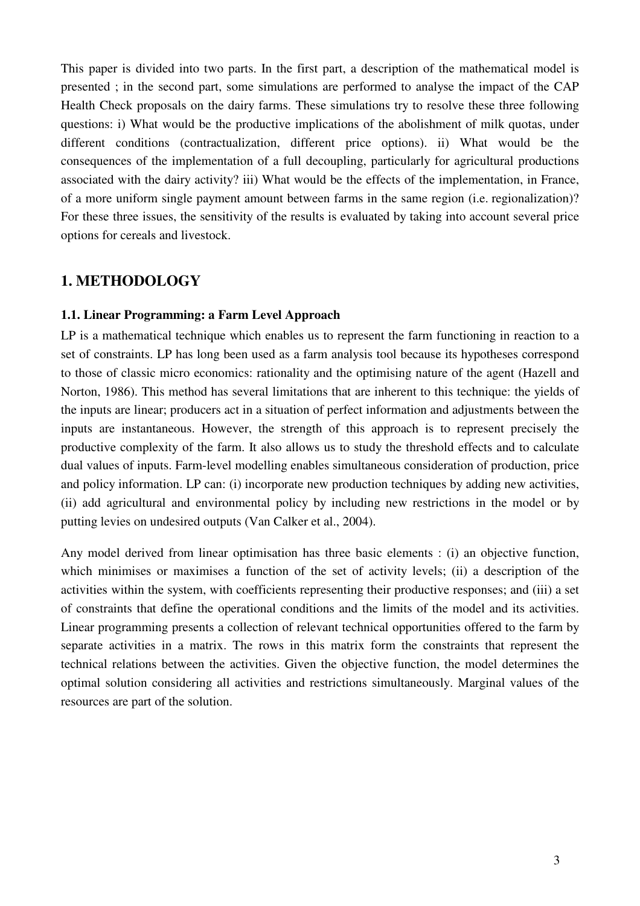This paper is divided into two parts. In the first part, a description of the mathematical model is presented ; in the second part, some simulations are performed to analyse the impact of the CAP Health Check proposals on the dairy farms. These simulations try to resolve these three following questions: i) What would be the productive implications of the abolishment of milk quotas, under different conditions (contractualization, different price options). ii) What would be the consequences of the implementation of a full decoupling, particularly for agricultural productions associated with the dairy activity? iii) What would be the effects of the implementation, in France, of a more uniform single payment amount between farms in the same region (i.e. regionalization)? For these three issues, the sensitivity of the results is evaluated by taking into account several price options for cereals and livestock.

## 1. METHODOLOGY

### 1.1. Linear Programming: a Farm Level Approach

LP is a mathematical technique which enables us to represent the farm functioning in reaction to a set of constraints. LP has long been used as a farm analysis tool because its hypotheses correspond to those of classic micro economics: rationality and the optimising nature of the agent (Hazell and Norton, 1986). This method has several limitations that are inherent to this technique: the yields of the inputs are linear; producers act in a situation of perfect information and adjustments between the inputs are instantaneous. However, the strength of this approach is to represent precisely the productive complexity of the farm. It also allows us to study the threshold effects and to calculate dual values of inputs. Farm-level modelling enables simultaneous consideration of production, price and policy information. LP can: (i) incorporate new production techniques by adding new activities, (ii) add agricultural and environmental policy by including new restrictions in the model or by putting levies on undesired outputs (Van Calker et al., 2004).

Any model derived from linear optimisation has three basic elements : (i) an objective function, which minimises or maximises a function of the set of activity levels; (ii) a description of the activities within the system, with coefficients representing their productive responses; and (iii) a set of constraints that define the operational conditions and the limits of the model and its activities. Linear programming presents a collection of relevant technical opportunities offered to the farm by separate activities in a matrix. The rows in this matrix form the constraints that represent the technical relations between the activities. Given the objective function, the model determines the optimal solution considering all activities and restrictions simultaneously. Marginal values of the resources are part of the solution.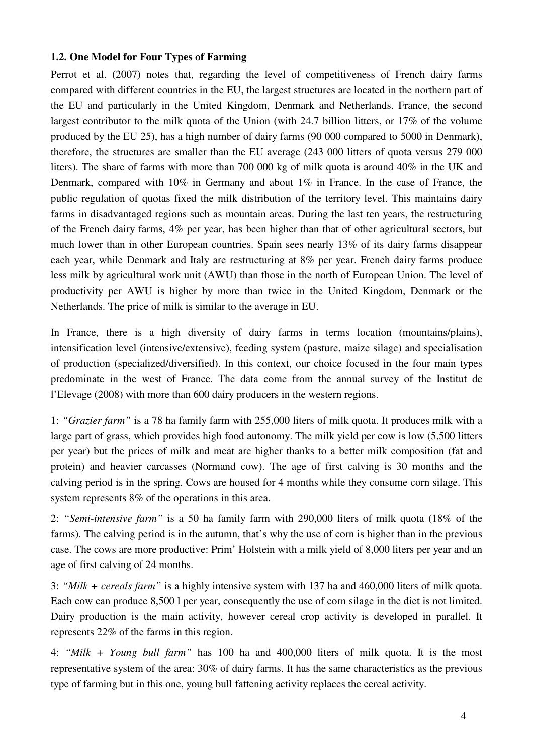### 1.2. One Model for Four Types of Farming

Perrot et al. (2007) notes that, regarding the level of competitiveness of French dairy farms compared with different countries in the EU, the largest structures are located in the northern part of the EU and particularly in the United Kingdom, Denmark and Netherlands. France, the second largest contributor to the milk quota of the Union (with 24.7 billion litters, or 17% of the volume produced by the EU 25), has a high number of dairy farms (90 000 compared to 5000 in Denmark), therefore, the structures are smaller than the EU average (243 000 litters of quota versus 279 000 liters). The share of farms with more than 700 000 kg of milk quota is around 40% in the UK and Denmark, compared with 10% in Germany and about 1% in France. In the case of France, the public regulation of quotas fixed the milk distribution of the territory level. This maintains dairy farms in disadvantaged regions such as mountain areas. During the last ten years, the restructuring of the French dairy farms, 4% per year, has been higher than that of other agricultural sectors, but much lower than in other European countries. Spain sees nearly 13% of its dairy farms disappear each year, while Denmark and Italy are restructuring at 8% per year. French dairy farms produce less milk by agricultural work unit (AWU) than those in the north of European Union. The level of productivity per AWU is higher by more than twice in the United Kingdom, Denmark or the Netherlands. The price of milk is similar to the average in EU.

In France, there is a high diversity of dairy farms in terms location (mountains/plains), intensification level (intensive/extensive), feeding system (pasture, maize silage) and specialisation of production (specialized/diversified). In this context, our choice focused in the four main types predominate in the west of France. The data come from the annual survey of the Institut de l'Elevage (2008) with more than 600 dairy producers in the western regions.

1: *"Grazier farm"* is a 78 ha family farm with 255,000 liters of milk quota. It produces milk with a large part of grass, which provides high food autonomy. The milk yield per cow is low (5,500 litters per year) but the prices of milk and meat are higher thanks to a better milk composition (fat and protein) and heavier carcasses (Normand cow). The age of first calving is 30 months and the calving period is in the spring. Cows are housed for 4 months while they consume corn silage. This system represents 8% of the operations in this area.

2: *"Semi-intensive farm"* is a 50 ha family farm with 290,000 liters of milk quota (18% of the farms). The calving period is in the autumn, that's why the use of corn is higher than in the previous case. The cows are more productive: Prim' Holstein with a milk yield of 8,000 liters per year and an age of first calving of 24 months.

3: *"Milk + cereals farm"* is a highly intensive system with 137 ha and 460,000 liters of milk quota. Each cow can produce 8,500 l per year, consequently the use of corn silage in the diet is not limited. Dairy production is the main activity, however cereal crop activity is developed in parallel. It represents 22% of the farms in this region.

4: *"Milk + Young bull farm"* has 100 ha and 400,000 liters of milk quota. It is the most representative system of the area: 30% of dairy farms. It has the same characteristics as the previous type of farming but in this one, young bull fattening activity replaces the cereal activity.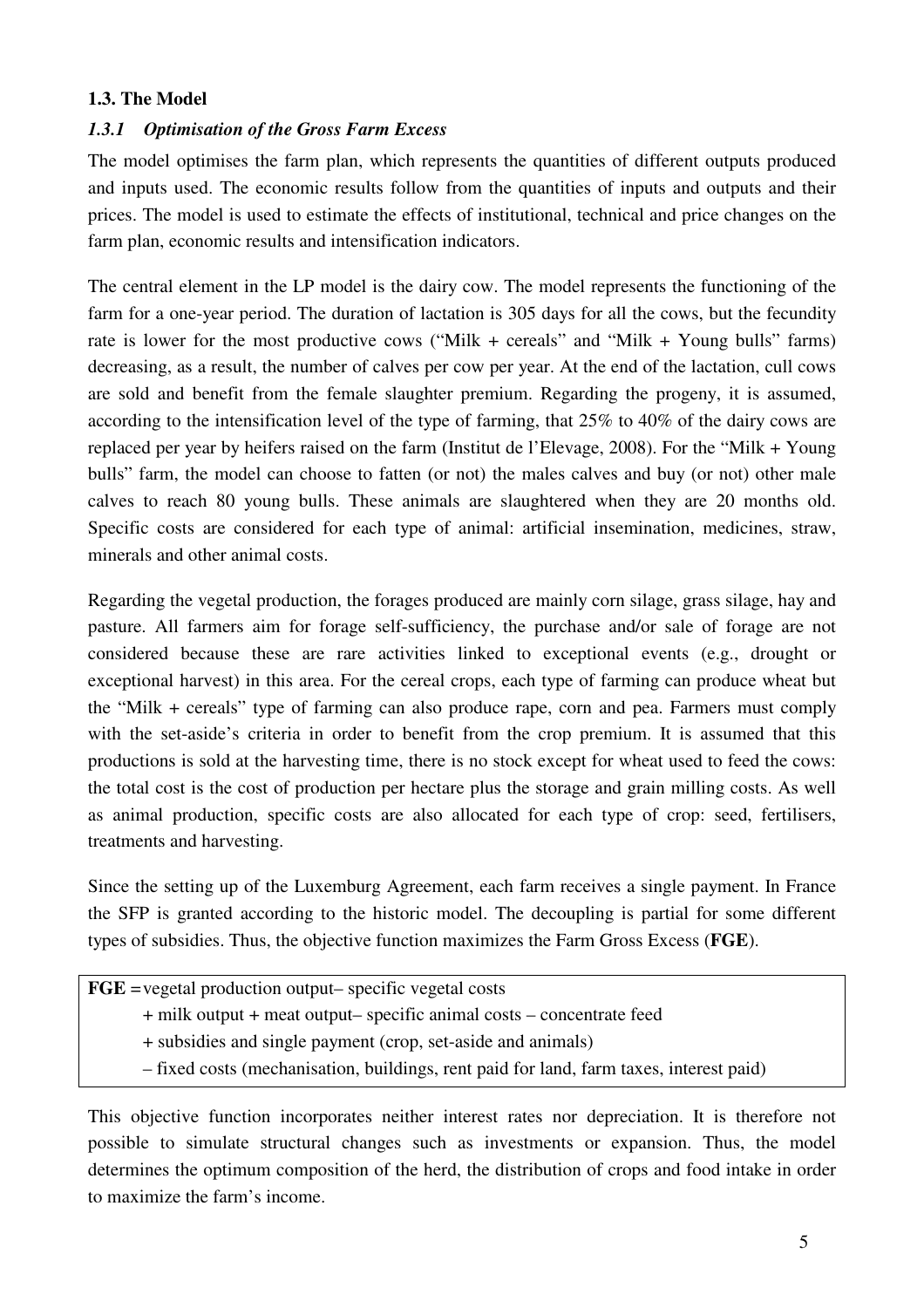### 1.3. The Model

#### *1.3.1 Optimisation of the Gross Farm Excess*

The model optimises the farm plan, which represents the quantities of different outputs produced and inputs used. The economic results follow from the quantities of inputs and outputs and their prices. The model is used to estimate the effects of institutional, technical and price changes on the farm plan, economic results and intensification indicators.

The central element in the LP model is the dairy cow. The model represents the functioning of the farm for a one-year period. The duration of lactation is 305 days for all the cows, but the fecundity rate is lower for the most productive cows ("Milk + cereals" and "Milk + Young bulls" farms) decreasing, as a result, the number of calves per cow per year. At the end of the lactation, cull cows are sold and benefit from the female slaughter premium. Regarding the progeny, it is assumed, according to the intensification level of the type of farming, that 25% to 40% of the dairy cows are replaced per year by heifers raised on the farm (Institut de l'Elevage, 2008). For the "Milk + Young bulls" farm, the model can choose to fatten (or not) the males calves and buy (or not) other male calves to reach 80 young bulls. These animals are slaughtered when they are 20 months old. Specific costs are considered for each type of animal: artificial insemination, medicines, straw, minerals and other animal costs.

Regarding the vegetal production, the forages produced are mainly corn silage, grass silage, hay and pasture. All farmers aim for forage self-sufficiency, the purchase and/or sale of forage are not considered because these are rare activities linked to exceptional events (e.g., drought or exceptional harvest) in this area. For the cereal crops, each type of farming can produce wheat but the "Milk + cereals" type of farming can also produce rape, corn and pea. Farmers must comply with the set-aside's criteria in order to benefit from the crop premium. It is assumed that this productions is sold at the harvesting time, there is no stock except for wheat used to feed the cows: the total cost is the cost of production per hectare plus the storage and grain milling costs. As well as animal production, specific costs are also allocated for each type of crop: seed, fertilisers, treatments and harvesting.

Since the setting up of the Luxemburg Agreement, each farm receives a single payment. In France the SFP is granted according to the historic model. The decoupling is partial for some different types of subsidies. Thus, the objective function maximizes the Farm Gross Excess (**FGE**).

**FGE** = vegetal production output– specific vegetal costs
+ milk output + meat output– specific animal costs – concentrate feed
+ subsidies and single payment (crop, set-aside and animals)
– fixed costs (mechanisation, buildings, rent paid for land, farm taxes, interest paid)

This objective function incorporates neither interest rates nor depreciation. It is therefore not possible to simulate structural changes such as investments or expansion. Thus, the model determines the optimum composition of the herd, the distribution of crops and food intake in order to maximize the farm's income.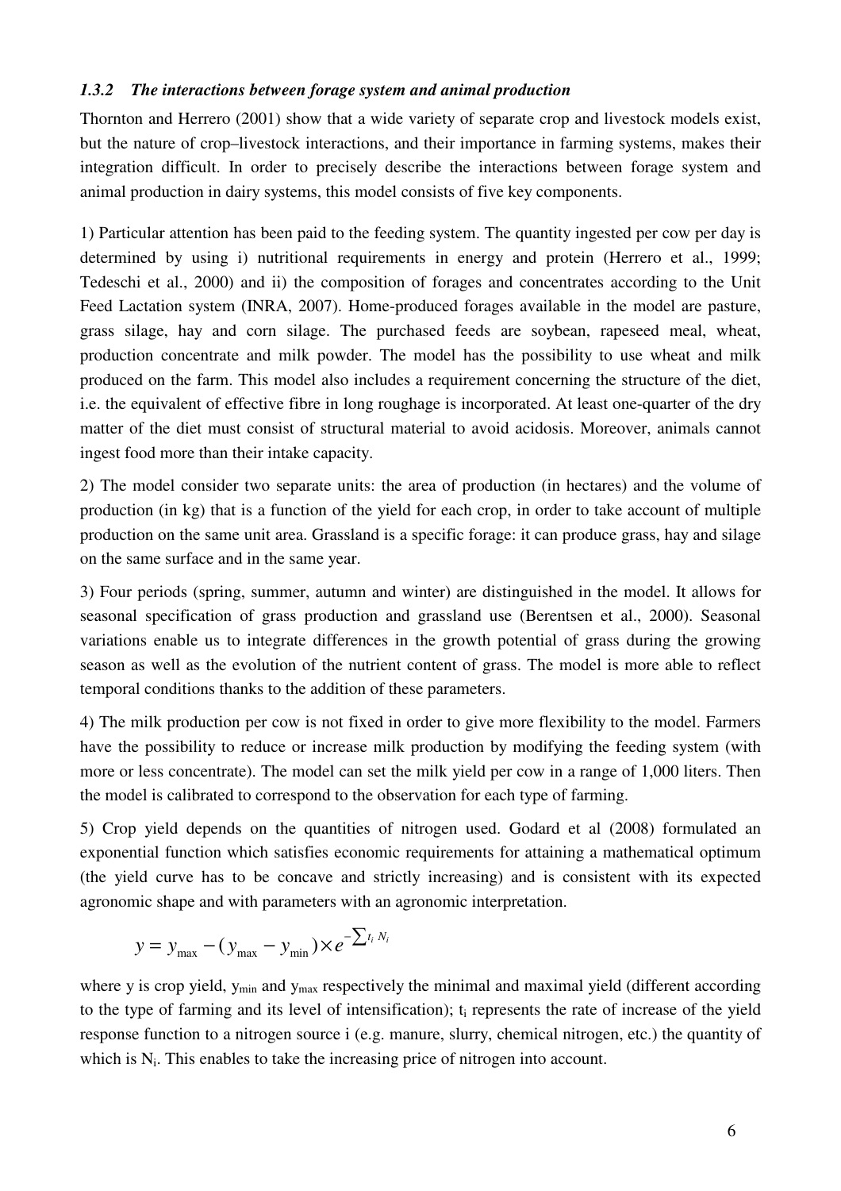### *1.3.2 The interactions between forage system and animal production*

Thornton and Herrero (2001) show that a wide variety of separate crop and livestock models exist, but the nature of crop–livestock interactions, and their importance in farming systems, makes their integration difficult. In order to precisely describe the interactions between forage system and animal production in dairy systems, this model consists of five key components.

1) Particular attention has been paid to the feeding system. The quantity ingested per cow per day is determined by using i) nutritional requirements in energy and protein (Herrero et al., 1999; Tedeschi et al., 2000) and ii) the composition of forages and concentrates according to the Unit Feed Lactation system (INRA, 2007). Home-produced forages available in the model are pasture, grass silage, hay and corn silage. The purchased feeds are soybean, rapeseed meal, wheat, production concentrate and milk powder. The model has the possibility to use wheat and milk produced on the farm. This model also includes a requirement concerning the structure of the diet, i.e. the equivalent of effective fibre in long roughage is incorporated. At least one-quarter of the dry matter of the diet must consist of structural material to avoid acidosis. Moreover, animals cannot ingest food more than their intake capacity.

2) The model consider two separate units: the area of production (in hectares) and the volume of production (in kg) that is a function of the yield for each crop, in order to take account of multiple production on the same unit area. Grassland is a specific forage: it can produce grass, hay and silage on the same surface and in the same year.

3) Four periods (spring, summer, autumn and winter) are distinguished in the model. It allows for seasonal specification of grass production and grassland use (Berentsen et al., 2000). Seasonal variations enable us to integrate differences in the growth potential of grass during the growing season as well as the evolution of the nutrient content of grass. The model is more able to reflect temporal conditions thanks to the addition of these parameters.

4) The milk production per cow is not fixed in order to give more flexibility to the model. Farmers have the possibility to reduce or increase milk production by modifying the feeding system (with more or less concentrate). The model can set the milk yield per cow in a range of 1,000 liters. Then the model is calibrated to correspond to the observation for each type of farming.

5) Crop yield depends on the quantities of nitrogen used. Godard et al (2008) formulated an exponential function which satisfies economic requirements for attaining a mathematical optimum (the yield curve has to be concave and strictly increasing) and is consistent with its expected agronomic shape and with parameters with an agronomic interpretation.

$$y = y_{\max} - (y_{\max} - y_{\min}) \times e^{-\sum t_i N_i}$$

where y is crop yield, $y_{\min}$ and $y_{\max}$ respectively the minimal and maximal yield (different according to the type of farming and its level of intensification); $t_i$ represents the rate of increase of the yield response function to a nitrogen source i (e.g. manure, slurry, chemical nitrogen, etc.) the quantity of which is $N_i$. This enables to take the increasing price of nitrogen into account.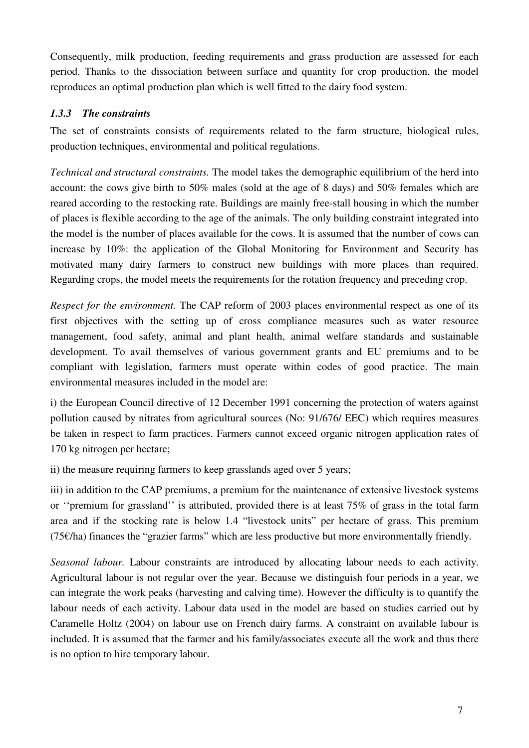Consequently, milk production, feeding requirements and grass production are assessed for each period. Thanks to the dissociation between surface and quantity for crop production, the model reproduces an optimal production plan which is well fitted to the dairy food system.

### *1.3.3 The constraints*

The set of constraints consists of requirements related to the farm structure, biological rules, production techniques, environmental and political regulations.

*Technical and structural constraints.* The model takes the demographic equilibrium of the herd into account: the cows give birth to 50% males (sold at the age of 8 days) and 50% females which are reared according to the restocking rate. Buildings are mainly free-stall housing in which the number of places is flexible according to the age of the animals. The only building constraint integrated into the model is the number of places available for the cows. It is assumed that the number of cows can increase by 10%: the application of the Global Monitoring for Environment and Security has motivated many dairy farmers to construct new buildings with more places than required. Regarding crops, the model meets the requirements for the rotation frequency and preceding crop.

*Respect for the environment.* The CAP reform of 2003 places environmental respect as one of its first objectives with the setting up of cross compliance measures such as water resource management, food safety, animal and plant health, animal welfare standards and sustainable development. To avail themselves of various government grants and EU premiums and to be compliant with legislation, farmers must operate within codes of good practice. The main environmental measures included in the model are:

i) the European Council directive of 12 December 1991 concerning the protection of waters against pollution caused by nitrates from agricultural sources (No: 91/676/ EEC) which requires measures be taken in respect to farm practices. Farmers cannot exceed organic nitrogen application rates of 170 kg nitrogen per hectare;

ii) the measure requiring farmers to keep grasslands aged over 5 years;

iii) in addition to the CAP premiums, a premium for the maintenance of extensive livestock systems or ''premium for grassland'' is attributed, provided there is at least 75% of grass in the total farm area and if the stocking rate is below 1.4 "livestock units" per hectare of grass. This premium (75€/ha) finances the "grazier farms" which are less productive but more environmentally friendly.

*Seasonal labour.* Labour constraints are introduced by allocating labour needs to each activity. Agricultural labour is not regular over the year. Because we distinguish four periods in a year, we can integrate the work peaks (harvesting and calving time). However the difficulty is to quantify the labour needs of each activity. Labour data used in the model are based on studies carried out by Caramelle Holtz (2004) on labour use on French dairy farms. A constraint on available labour is included. It is assumed that the farmer and his family/associates execute all the work and thus there is no option to hire temporary labour.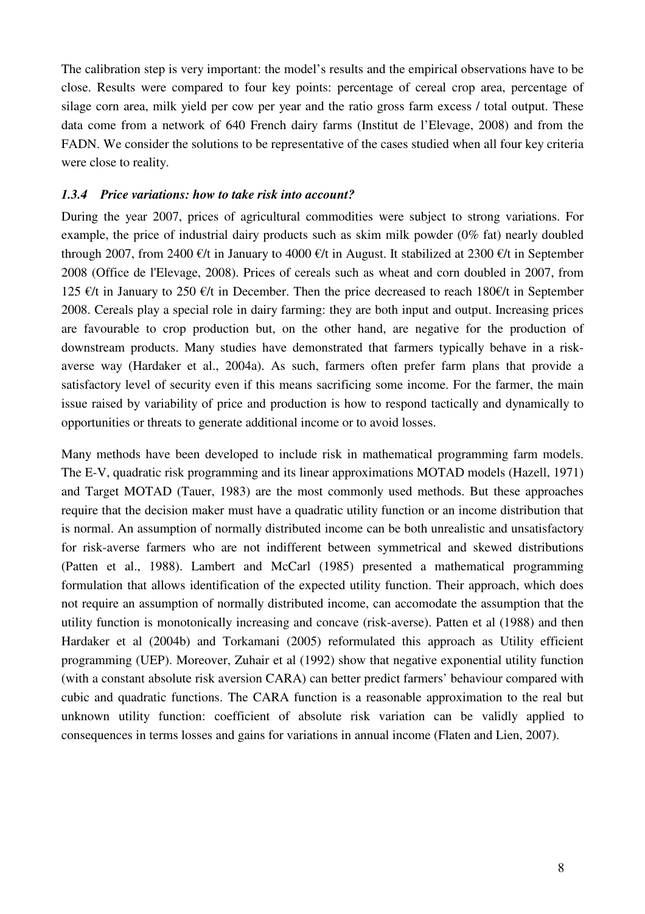The calibration step is very important: the model's results and the empirical observations have to be close. Results were compared to four key points: percentage of cereal crop area, percentage of silage corn area, milk yield per cow per year and the ratio gross farm excess / total output. These data come from a network of 640 French dairy farms (Institut de l'Elevage, 2008) and from the FADN. We consider the solutions to be representative of the cases studied when all four key criteria were close to reality.

### *1.3.4 Price variations: how to take risk into account?*

During the year 2007, prices of agricultural commodities were subject to strong variations. For example, the price of industrial dairy products such as skim milk powder (0% fat) nearly doubled through 2007, from 2400 €/t in January to 4000 €/t in August. It stabilized at 2300 €/t in September 2008 (Office de l'Elevage, 2008). Prices of cereals such as wheat and corn doubled in 2007, from 125 €/t in January to 250 €/t in December. Then the price decreased to reach 180€/t in September 2008. Cereals play a special role in dairy farming: they are both input and output. Increasing prices are favourable to crop production but, on the other hand, are negative for the production of downstream products. Many studies have demonstrated that farmers typically behave in a risk-averse way (Hardaker et al., 2004a). As such, farmers often prefer farm plans that provide a satisfactory level of security even if this means sacrificing some income. For the farmer, the main issue raised by variability of price and production is how to respond tactically and dynamically to opportunities or threats to generate additional income or to avoid losses.

Many methods have been developed to include risk in mathematical programming farm models. The E-V, quadratic risk programming and its linear approximations MOTAD models (Hazell, 1971) and Target MOTAD (Tauer, 1983) are the most commonly used methods. But these approaches require that the decision maker must have a quadratic utility function or an income distribution that is normal. An assumption of normally distributed income can be both unrealistic and unsatisfactory for risk-averse farmers who are not indifferent between symmetrical and skewed distributions (Patten et al., 1988). Lambert and McCarl (1985) presented a mathematical programming formulation that allows identification of the expected utility function. Their approach, which does not require an assumption of normally distributed income, can accomodate the assumption that the utility function is monotonically increasing and concave (risk-averse). Patten et al (1988) and then Hardaker et al (2004b) and Torkamani (2005) reformulated this approach as Utility efficient programming (UEP). Moreover, Zuhair et al (1992) show that negative exponential utility function (with a constant absolute risk aversion CARA) can better predict farmers' behaviour compared with cubic and quadratic functions. The CARA function is a reasonable approximation to the real but unknown utility function: coefficient of absolute risk variation can be validly applied to consequences in terms losses and gains for variations in annual income (Flaten and Lien, 2007).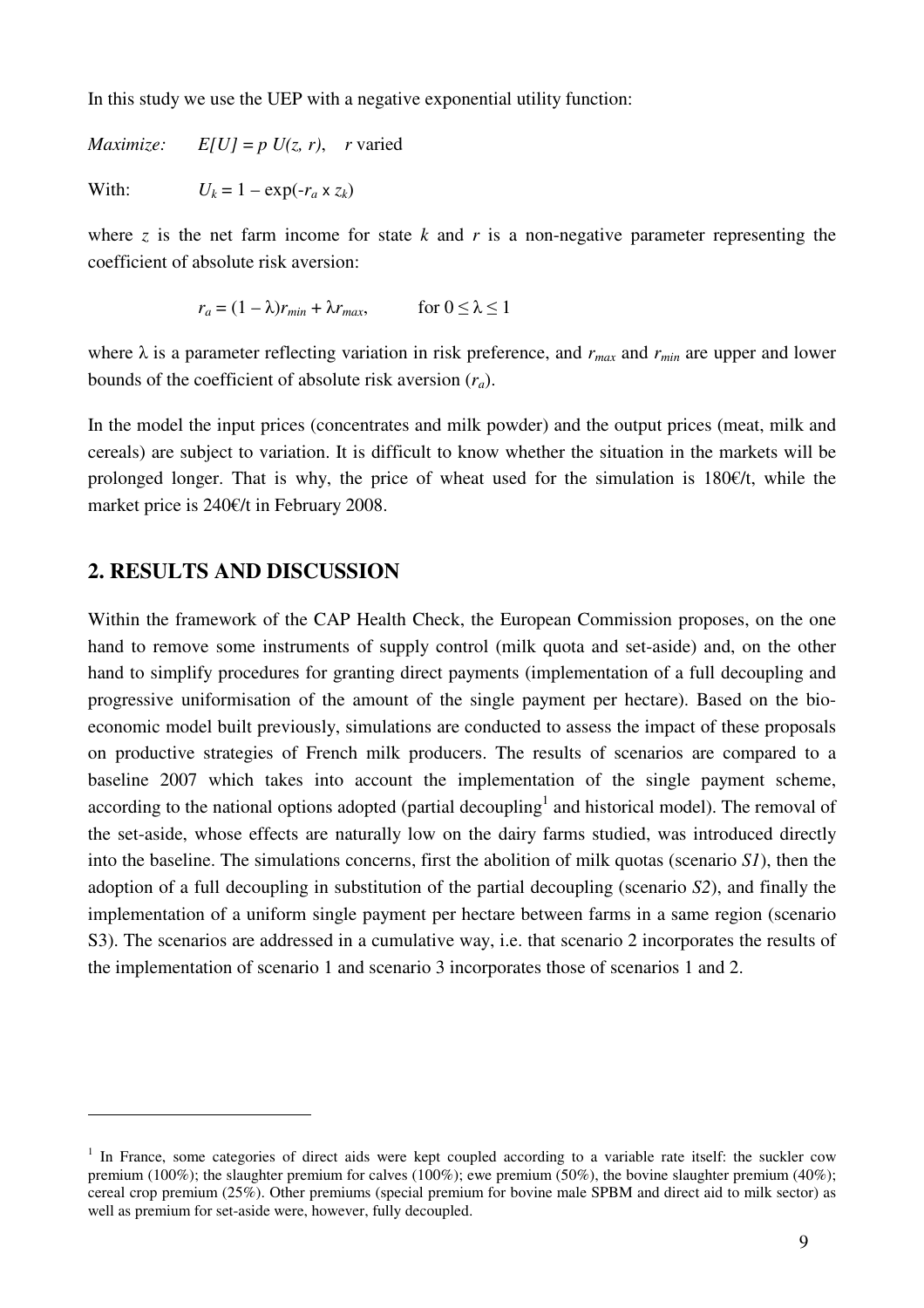In this study we use the UEP with a negative exponential utility function:

*Maximize:* $E[U] = p\ U(z, r)$, $r$ varied

With: $U_k = 1 - \exp(-r_a \times z_k)$

where $z$ is the net farm income for state $k$ and $r$ is a non-negative parameter representing the coefficient of absolute risk aversion:

$$r_a = (1 - \lambda)r_{min} + \lambda r_{max}, \qquad \text{for } 0 \leq \lambda \leq 1$$

where $\lambda$ is a parameter reflecting variation in risk preference, and $r_{max}$ and $r_{min}$ are upper and lower bounds of the coefficient of absolute risk aversion ($r_a$).

In the model the input prices (concentrates and milk powder) and the output prices (meat, milk and cereals) are subject to variation. It is difficult to know whether the situation in the markets will be prolonged longer. That is why, the price of wheat used for the simulation is 180€/t, while the market price is 240€/t in February 2008.

## 2. RESULTS AND DISCUSSION

Within the framework of the CAP Health Check, the European Commission proposes, on the one hand to remove some instruments of supply control (milk quota and set-aside) and, on the other hand to simplify procedures for granting direct payments (implementation of a full decoupling and progressive uniformisation of the amount of the single payment per hectare). Based on the bio-economic model built previously, simulations are conducted to assess the impact of these proposals on productive strategies of French milk producers. The results of scenarios are compared to a baseline 2007 which takes into account the implementation of the single payment scheme, according to the national options adopted (partial decoupling[1] and historical model). The removal of the set-aside, whose effects are naturally low on the dairy farms studied, was introduced directly into the baseline. The simulations concerns, first the abolition of milk quotas (scenario *S1*), then the adoption of a full decoupling in substitution of the partial decoupling (scenario *S2*), and finally the implementation of a uniform single payment per hectare between farms in a same region (scenario S3). The scenarios are addressed in a cumulative way, i.e. that scenario 2 incorporates the results of the implementation of scenario 1 and scenario 3 incorporates those of scenarios 1 and 2.

---

[1] In France, some categories of direct aids were kept coupled according to a variable rate itself: the suckler cow premium (100%); the slaughter premium for calves (100%); ewe premium (50%), the bovine slaughter premium (40%); cereal crop premium (25%). Other premiums (special premium for bovine male SPBM and direct aid to milk sector) as well as premium for set-aside were, however, fully decoupled.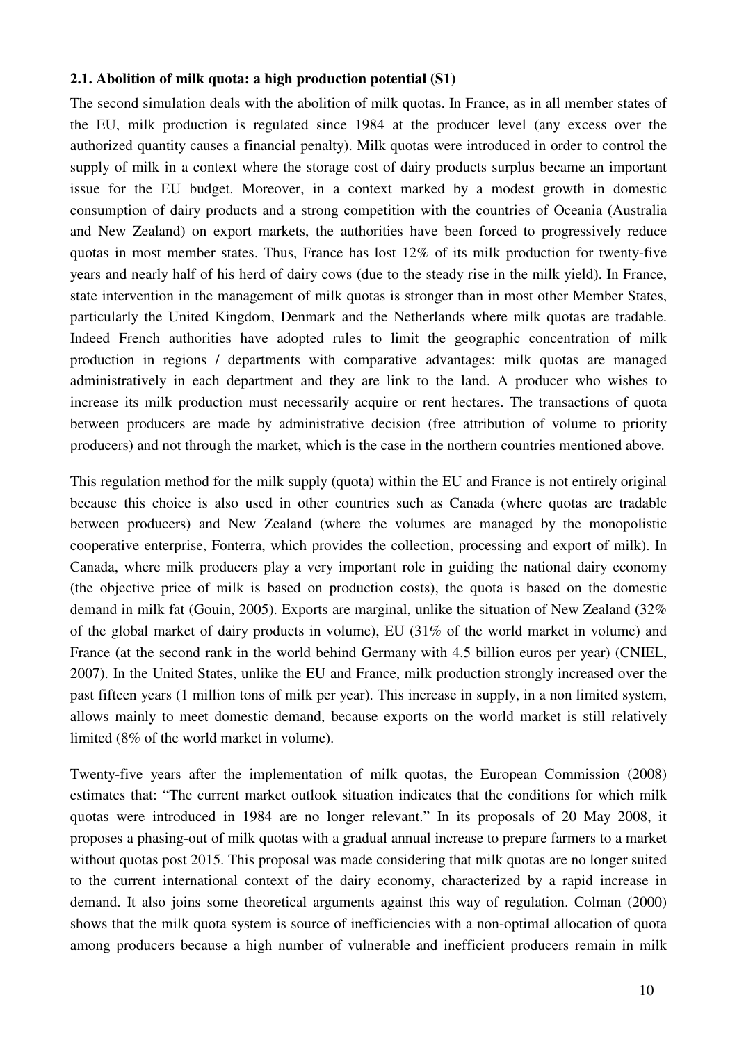### 2.1. Abolition of milk quota: a high production potential (S1)

The second simulation deals with the abolition of milk quotas. In France, as in all member states of the EU, milk production is regulated since 1984 at the producer level (any excess over the authorized quantity causes a financial penalty). Milk quotas were introduced in order to control the supply of milk in a context where the storage cost of dairy products surplus became an important issue for the EU budget. Moreover, in a context marked by a modest growth in domestic consumption of dairy products and a strong competition with the countries of Oceania (Australia and New Zealand) on export markets, the authorities have been forced to progressively reduce quotas in most member states. Thus, France has lost 12% of its milk production for twenty-five years and nearly half of his herd of dairy cows (due to the steady rise in the milk yield). In France, state intervention in the management of milk quotas is stronger than in most other Member States, particularly the United Kingdom, Denmark and the Netherlands where milk quotas are tradable. Indeed French authorities have adopted rules to limit the geographic concentration of milk production in regions / departments with comparative advantages: milk quotas are managed administratively in each department and they are link to the land. A producer who wishes to increase its milk production must necessarily acquire or rent hectares. The transactions of quota between producers are made by administrative decision (free attribution of volume to priority producers) and not through the market, which is the case in the northern countries mentioned above.

This regulation method for the milk supply (quota) within the EU and France is not entirely original because this choice is also used in other countries such as Canada (where quotas are tradable between producers) and New Zealand (where the volumes are managed by the monopolistic cooperative enterprise, Fonterra, which provides the collection, processing and export of milk). In Canada, where milk producers play a very important role in guiding the national dairy economy (the objective price of milk is based on production costs), the quota is based on the domestic demand in milk fat (Gouin, 2005). Exports are marginal, unlike the situation of New Zealand (32% of the global market of dairy products in volume), EU (31% of the world market in volume) and France (at the second rank in the world behind Germany with 4.5 billion euros per year) (CNIEL, 2007). In the United States, unlike the EU and France, milk production strongly increased over the past fifteen years (1 million tons of milk per year). This increase in supply, in a non limited system, allows mainly to meet domestic demand, because exports on the world market is still relatively limited (8% of the world market in volume).

Twenty-five years after the implementation of milk quotas, the European Commission (2008) estimates that: "The current market outlook situation indicates that the conditions for which milk quotas were introduced in 1984 are no longer relevant." In its proposals of 20 May 2008, it proposes a phasing-out of milk quotas with a gradual annual increase to prepare farmers to a market without quotas post 2015. This proposal was made considering that milk quotas are no longer suited to the current international context of the dairy economy, characterized by a rapid increase in demand. It also joins some theoretical arguments against this way of regulation. Colman (2000) shows that the milk quota system is source of inefficiencies with a non-optimal allocation of quota among producers because a high number of vulnerable and inefficient producers remain in milk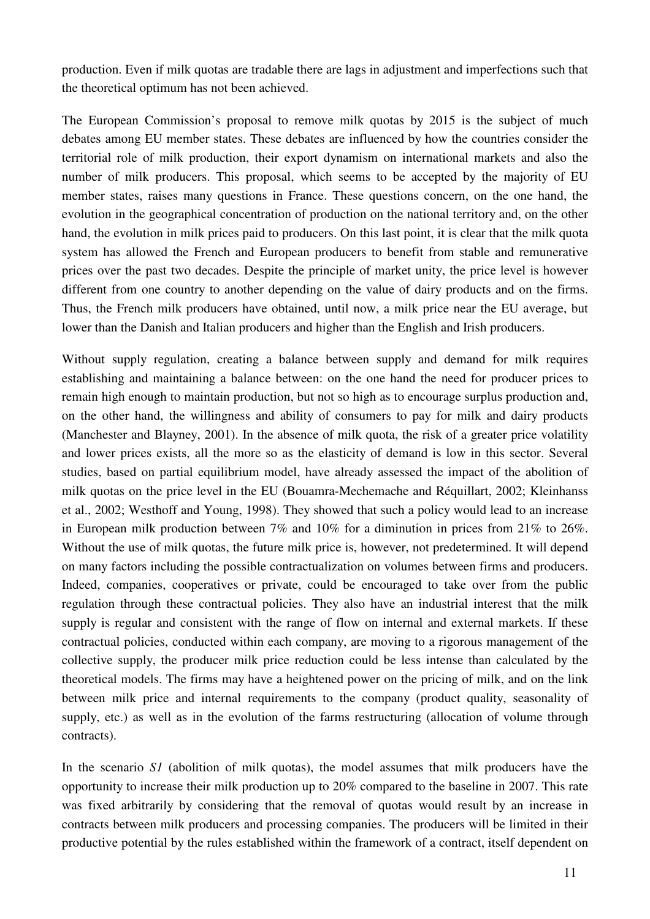production. Even if milk quotas are tradable there are lags in adjustment and imperfections such that the theoretical optimum has not been achieved.

The European Commission's proposal to remove milk quotas by 2015 is the subject of much debates among EU member states. These debates are influenced by how the countries consider the territorial role of milk production, their export dynamism on international markets and also the number of milk producers. This proposal, which seems to be accepted by the majority of EU member states, raises many questions in France. These questions concern, on the one hand, the evolution in the geographical concentration of production on the national territory and, on the other hand, the evolution in milk prices paid to producers. On this last point, it is clear that the milk quota system has allowed the French and European producers to benefit from stable and remunerative prices over the past two decades. Despite the principle of market unity, the price level is however different from one country to another depending on the value of dairy products and on the firms. Thus, the French milk producers have obtained, until now, a milk price near the EU average, but lower than the Danish and Italian producers and higher than the English and Irish producers.

Without supply regulation, creating a balance between supply and demand for milk requires establishing and maintaining a balance between: on the one hand the need for producer prices to remain high enough to maintain production, but not so high as to encourage surplus production and, on the other hand, the willingness and ability of consumers to pay for milk and dairy products (Manchester and Blayney, 2001). In the absence of milk quota, the risk of a greater price volatility and lower prices exists, all the more so as the elasticity of demand is low in this sector. Several studies, based on partial equilibrium model, have already assessed the impact of the abolition of milk quotas on the price level in the EU (Bouamra-Mechemache and Réquillart, 2002; Kleinhanss et al., 2002; Westhoff and Young, 1998). They showed that such a policy would lead to an increase in European milk production between 7% and 10% for a diminution in prices from 21% to 26%. Without the use of milk quotas, the future milk price is, however, not predetermined. It will depend on many factors including the possible contractualization on volumes between firms and producers. Indeed, companies, cooperatives or private, could be encouraged to take over from the public regulation through these contractual policies. They also have an industrial interest that the milk supply is regular and consistent with the range of flow on internal and external markets. If these contractual policies, conducted within each company, are moving to a rigorous management of the collective supply, the producer milk price reduction could be less intense than calculated by the theoretical models. The firms may have a heightened power on the pricing of milk, and on the link between milk price and internal requirements to the company (product quality, seasonality of supply, etc.) as well as in the evolution of the farms restructuring (allocation of volume through contracts).

In the scenario *S1* (abolition of milk quotas), the model assumes that milk producers have the opportunity to increase their milk production up to 20% compared to the baseline in 2007. This rate was fixed arbitrarily by considering that the removal of quotas would result by an increase in contracts between milk producers and processing companies. The producers will be limited in their productive potential by the rules established within the framework of a contract, itself dependent on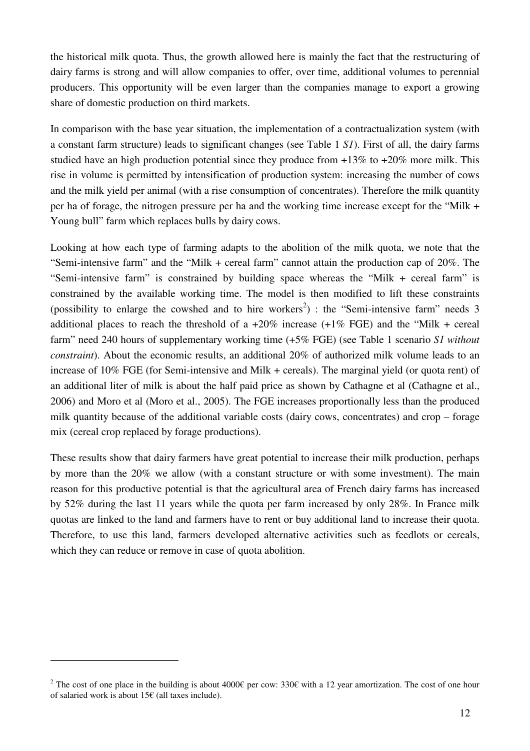the historical milk quota. Thus, the growth allowed here is mainly the fact that the restructuring of dairy farms is strong and will allow companies to offer, over time, additional volumes to perennial producers. This opportunity will be even larger than the companies manage to export a growing share of domestic production on third markets.

In comparison with the base year situation, the implementation of a contractualization system (with a constant farm structure) leads to significant changes (see Table 1 *S1*). First of all, the dairy farms studied have an high production potential since they produce from +13% to +20% more milk. This rise in volume is permitted by intensification of production system: increasing the number of cows and the milk yield per animal (with a rise consumption of concentrates). Therefore the milk quantity per ha of forage, the nitrogen pressure per ha and the working time increase except for the "Milk + Young bull" farm which replaces bulls by dairy cows.

Looking at how each type of farming adapts to the abolition of the milk quota, we note that the "Semi-intensive farm" and the "Milk + cereal farm" cannot attain the production cap of 20%. The "Semi-intensive farm" is constrained by building space whereas the "Milk + cereal farm" is constrained by the available working time. The model is then modified to lift these constraints (possibility to enlarge the cowshed and to hire workers[2]) : the "Semi-intensive farm" needs 3 additional places to reach the threshold of a +20% increase (+1% FGE) and the "Milk + cereal farm" need 240 hours of supplementary working time (+5% FGE) (see Table 1 scenario *S1 without constraint*). About the economic results, an additional 20% of authorized milk volume leads to an increase of 10% FGE (for Semi-intensive and Milk + cereals). The marginal yield (or quota rent) of an additional liter of milk is about the half paid price as shown by Cathagne et al (Cathagne et al., 2006) and Moro et al (Moro et al., 2005). The FGE increases proportionally less than the produced milk quantity because of the additional variable costs (dairy cows, concentrates) and crop – forage mix (cereal crop replaced by forage productions).

These results show that dairy farmers have great potential to increase their milk production, perhaps by more than the 20% we allow (with a constant structure or with some investment). The main reason for this productive potential is that the agricultural area of French dairy farms has increased by 52% during the last 11 years while the quota per farm increased by only 28%. In France milk quotas are linked to the land and farmers have to rent or buy additional land to increase their quota. Therefore, to use this land, farmers developed alternative activities such as feedlots or cereals, which they can reduce or remove in case of quota abolition.

---

[2] The cost of one place in the building is about 4000€ per cow: 330€ with a 12 year amortization. The cost of one hour of salaried work is about 15€ (all taxes include).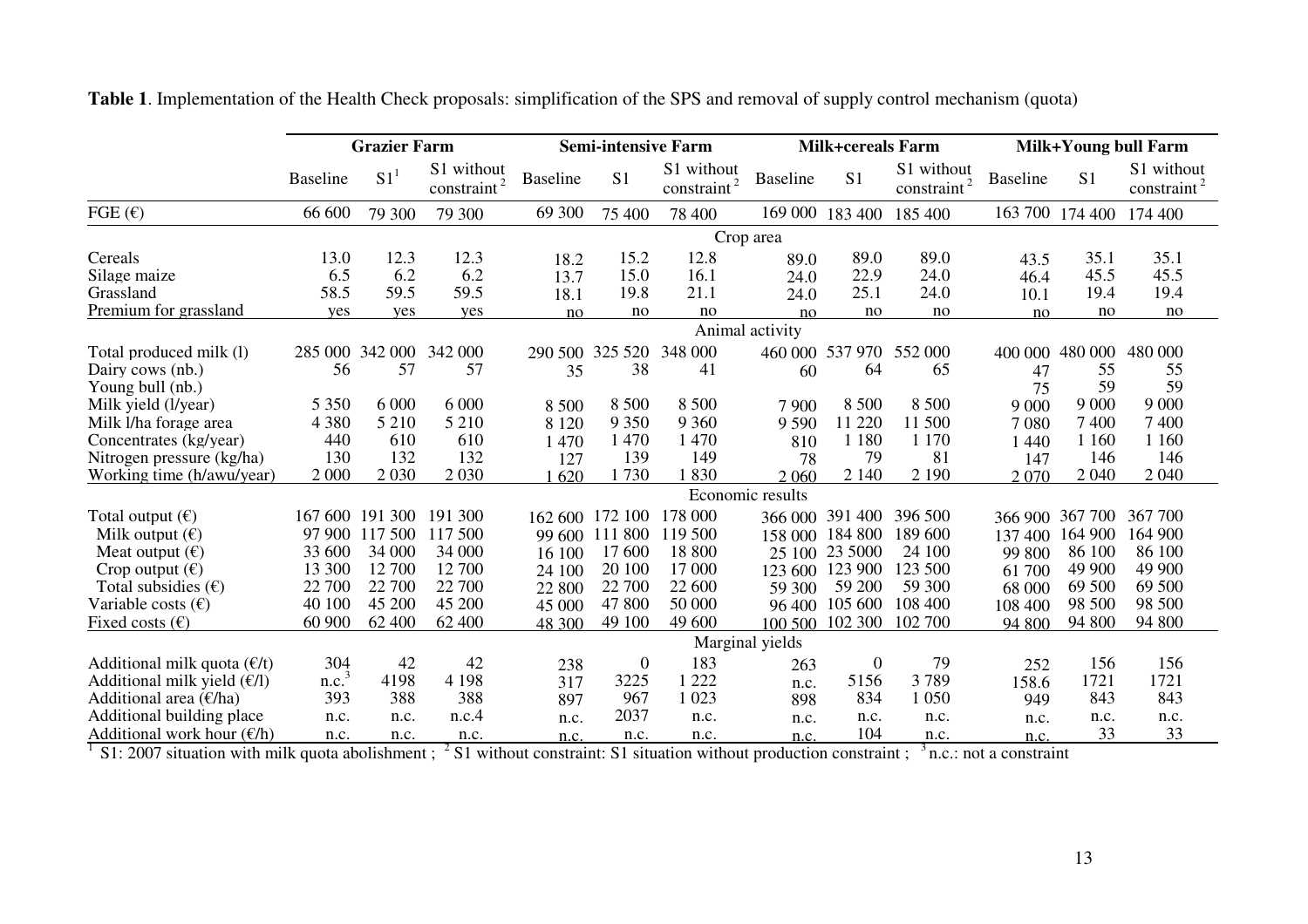**Table 1**. Implementation of the Health Check proposals: simplification of the SPS and removal of supply control mechanism (quota)

| | Grazier Farm | | | Semi-intensive Farm | | | Milk+cereals Farm | | | Milk+Young bull Farm | | |
|---|---|---|---|---|---|---|---|---|---|---|---|---|
| | Baseline | S1[1] | S1 without constraint[2] | Baseline | S1 | S1 without constraint[2] | Baseline | S1 | S1 without constraint[2] | Baseline | S1 | S1 without constraint[2] |
| FGE (€) | 66 600 | 79 300 | 79 300 | 69 300 | 75 400 | 78 400 | 169 000 | 183 400 | 185 400 | 163 700 | 174 400 | 174 400 |
| **Crop area** | | | | | | | | | | | | |
| Cereals | 13.0 | 12.3 | 12.3 | 18.2 | 15.2 | 12.8 | 89.0 | 89.0 | 89.0 | 43.5 | 35.1 | 35.1 |
| Silage maize | 6.5 | 6.2 | 6.2 | 13.7 | 15.0 | 16.1 | 24.0 | 22.9 | 24.0 | 46.4 | 45.5 | 45.5 |
| Grassland | 58.5 | 59.5 | 59.5 | 18.1 | 19.8 | 21.1 | 24.0 | 25.1 | 24.0 | 10.1 | 19.4 | 19.4 |
| Premium for grassland | yes | yes | yes | no | no | no | no | no | no | no | no | no |
| **Animal activity** | | | | | | | | | | | | |
| Total produced milk (l) | 285 000 | 342 000 | 342 000 | 290 500 | 325 520 | 348 000 | 460 000 | 537 970 | 552 000 | 400 000 | 480 000 | 480 000 |
| Dairy cows (nb.) | 56 | 57 | 57 | 35 | 38 | 41 | 60 | 64 | 65 | 47 | 55 | 55 |
| Young bull (nb.) | | | | | | | | | | 75 | 59 | 59 |
| Milk yield (l/year) | 5 350 | 6 000 | 6 000 | 8 500 | 8 500 | 8 500 | 7 900 | 8 500 | 8 500 | 9 000 | 9 000 | 9 000 |
| Milk l/ha forage area | 4 380 | 5 210 | 5 210 | 8 120 | 9 350 | 9 360 | 9 590 | 11 220 | 11 500 | 7 080 | 7 400 | 7 400 |
| Concentrates (kg/year) | 440 | 610 | 610 | 1 470 | 1 470 | 1 470 | 810 | 1 180 | 1 170 | 1 440 | 1 160 | 1 160 |
| Nitrogen pressure (kg/ha) | 130 | 132 | 132 | 127 | 139 | 149 | 78 | 79 | 81 | 147 | 146 | 146 |
| Working time (h/awu/year) | 2 000 | 2 030 | 2 030 | 1 620 | 1 730 | 1 830 | 2 060 | 2 140 | 2 190 | 2 070 | 2 040 | 2 040 |
| **Economic results** | | | | | | | | | | | | |
| Total output (€) | 167 600 | 191 300 | 191 300 | 162 600 | 172 100 | 178 000 | 366 000 | 391 400 | 396 500 | 366 900 | 367 700 | 367 700 |
| Milk output (€) | 97 900 | 117 500 | 117 500 | 99 600 | 111 800 | 119 500 | 158 000 | 184 800 | 189 600 | 137 400 | 164 900 | 164 900 |
| Meat output (€) | 33 600 | 34 000 | 34 000 | 16 100 | 17 600 | 18 800 | 25 100 | 23 5000 | 24 100 | 99 800 | 86 100 | 86 100 |
| Crop output (€) | 13 300 | 12 700 | 12 700 | 24 100 | 20 100 | 17 000 | 123 600 | 123 900 | 123 500 | 61 700 | 49 900 | 49 900 |
| Total subsidies (€) | 22 700 | 22 700 | 22 700 | 22 800 | 22 700 | 22 600 | 59 300 | 59 200 | 59 300 | 68 000 | 69 500 | 69 500 |
| Variable costs (€) | 40 100 | 45 200 | 45 200 | 45 000 | 47 800 | 50 000 | 96 400 | 105 600 | 108 400 | 108 400 | 98 500 | 98 500 |
| Fixed costs (€) | 60 900 | 62 400 | 62 400 | 48 300 | 49 100 | 49 600 | 100 500 | 102 300 | 102 700 | 94 800 | 94 800 | 94 800 |
| **Marginal yields** | | | | | | | | | | | | |
| Additional milk quota (€/t) | 304 | 42 | 42 | 238 | 0 | 183 | 263 | 0 | 79 | 252 | 156 | 156 |
| Additional milk yield (€/l) | n.c.[3] | 4198 | 4 198 | 317 | 3225 | 1 222 | n.c. | 5156 | 3 789 | 158.6 | 1721 | 1721 |
| Additional area (€/ha) | 393 | 388 | 388 | 897 | 967 | 1 023 | 898 | 834 | 1 050 | 949 | 843 | 843 |
| Additional building place | n.c. | n.c. | n.c.4 | n.c. | 2037 | n.c. | n.c. | n.c. | n.c. | n.c. | n.c. | n.c. |
| Additional work hour (€/h) | n.c. | n.c. | n.c. | n.c. | n.c. | n.c. | n.c. | 104 | n.c. | n.c. | 33 | 33 |

[1] S1: 2007 situation with milk quota abolishment ; [2] S1 without constraint: S1 situation without production constraint ; [3] n.c.: not a constraint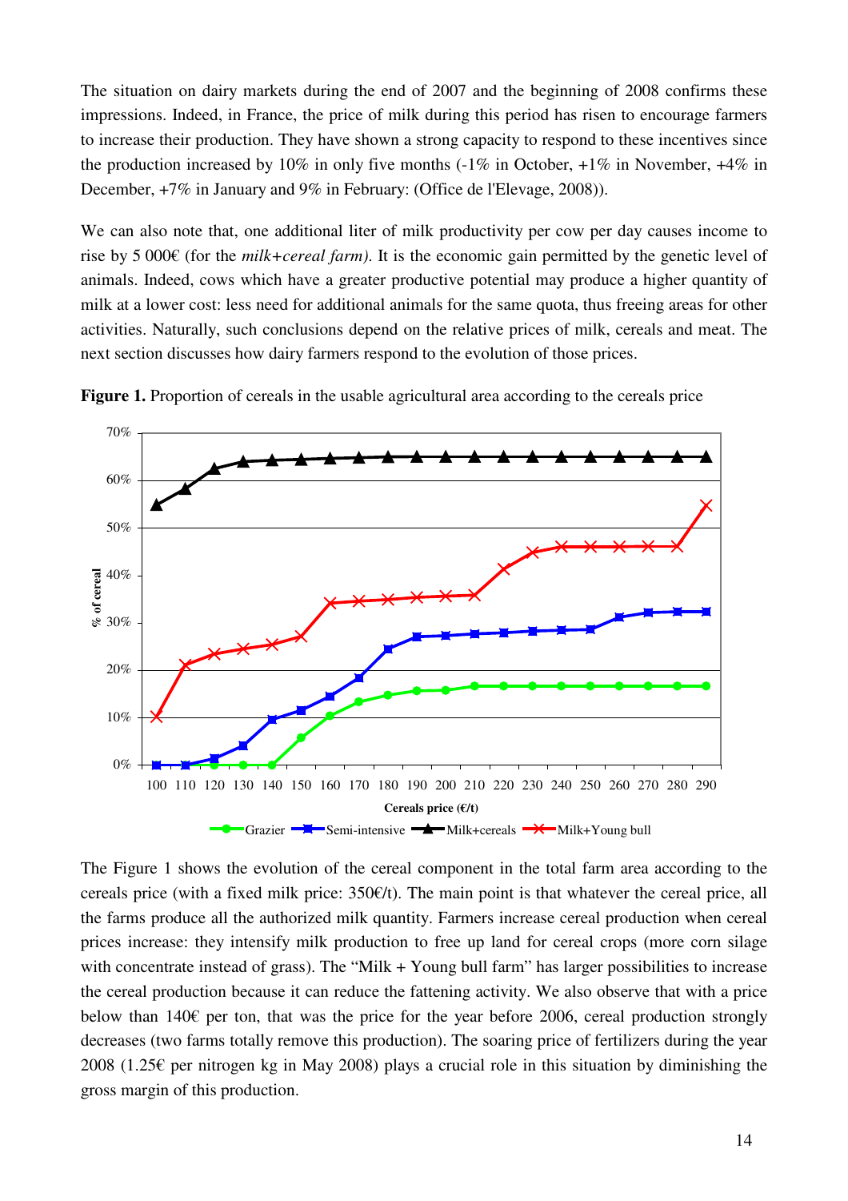The situation on dairy markets during the end of 2007 and the beginning of 2008 confirms these impressions. Indeed, in France, the price of milk during this period has risen to encourage farmers to increase their production. They have shown a strong capacity to respond to these incentives since the production increased by 10% in only five months (-1% in October, +1% in November, +4% in December, +7% in January and 9% in February: (Office de l'Elevage, 2008)).

We can also note that, one additional liter of milk productivity per cow per day causes income to rise by 5 000€ (for the *milk+cereal farm)*. It is the economic gain permitted by the genetic level of animals. Indeed, cows which have a greater productive potential may produce a higher quantity of milk at a lower cost: less need for additional animals for the same quota, thus freeing areas for other activities. Naturally, such conclusions depend on the relative prices of milk, cereals and meat. The next section discusses how dairy farmers respond to the evolution of those prices.

**Figure 1.** Proportion of cereals in the usable agricultural area according to the cereals price

The Figure 1 shows the evolution of the cereal component in the total farm area according to the cereals price (with a fixed milk price: 350€/t). The main point is that whatever the cereal price, all the farms produce all the authorized milk quantity. Farmers increase cereal production when cereal prices increase: they intensify milk production to free up land for cereal crops (more corn silage with concentrate instead of grass). The "Milk + Young bull farm" has larger possibilities to increase the cereal production because it can reduce the fattening activity. We also observe that with a price below than 140€ per ton, that was the price for the year before 2006, cereal production strongly decreases (two farms totally remove this production). The soaring price of fertilizers during the year 2008 (1.25€ per nitrogen kg in May 2008) plays a crucial role in this situation by diminishing the gross margin of this production.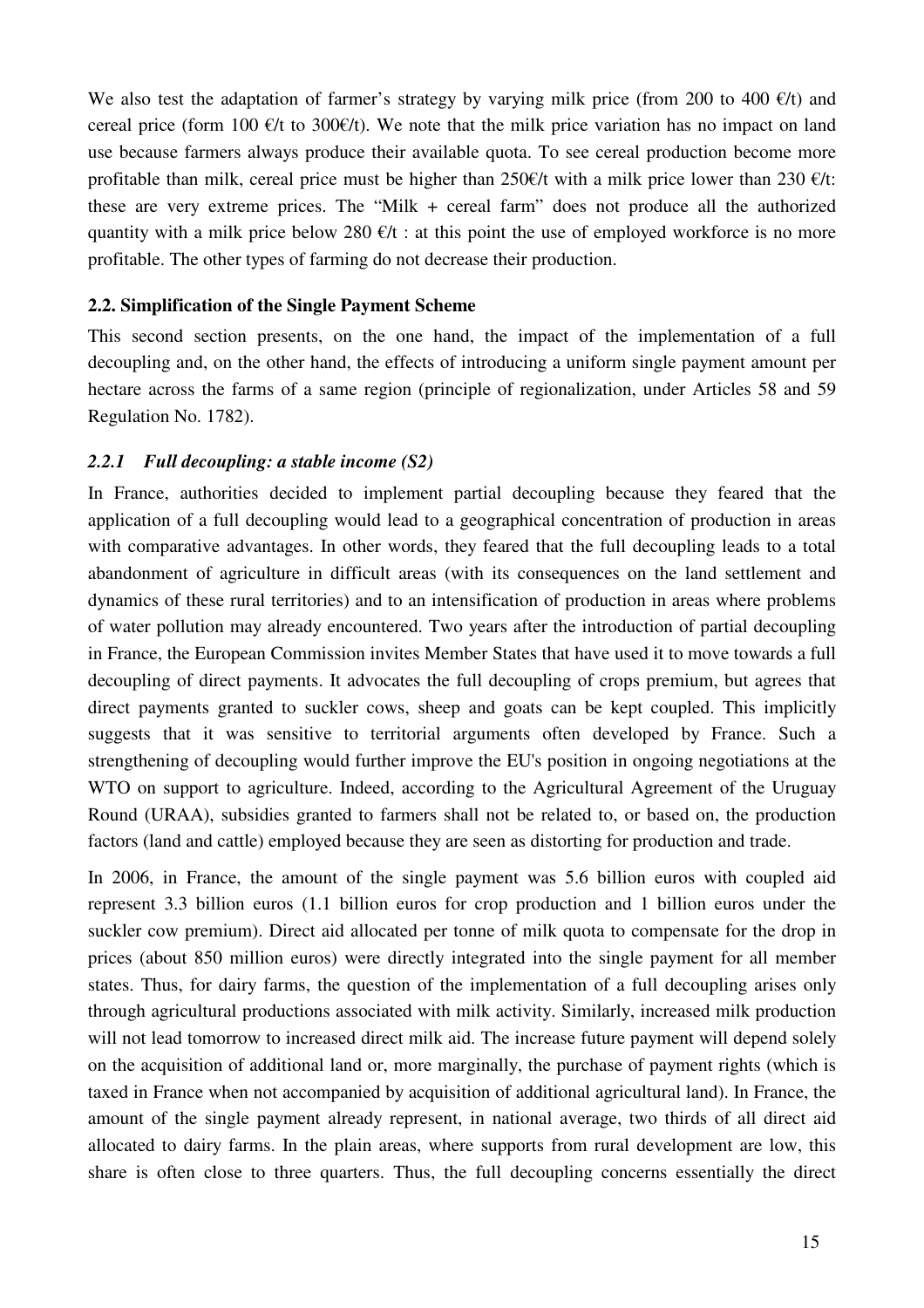We also test the adaptation of farmer's strategy by varying milk price (from 200 to 400 €/t) and cereal price (form 100 €/t to 300€/t). We note that the milk price variation has no impact on land use because farmers always produce their available quota. To see cereal production become more profitable than milk, cereal price must be higher than 250€/t with a milk price lower than 230 €/t: these are very extreme prices. The "Milk + cereal farm" does not produce all the authorized quantity with a milk price below 280 €/t : at this point the use of employed workforce is no more profitable. The other types of farming do not decrease their production.

### 2.2. Simplification of the Single Payment Scheme

This second section presents, on the one hand, the impact of the implementation of a full decoupling and, on the other hand, the effects of introducing a uniform single payment amount per hectare across the farms of a same region (principle of regionalization, under Articles 58 and 59 Regulation No. 1782).

#### *2.2.1 Full decoupling: a stable income (S2)*

In France, authorities decided to implement partial decoupling because they feared that the application of a full decoupling would lead to a geographical concentration of production in areas with comparative advantages. In other words, they feared that the full decoupling leads to a total abandonment of agriculture in difficult areas (with its consequences on the land settlement and dynamics of these rural territories) and to an intensification of production in areas where problems of water pollution may already encountered. Two years after the introduction of partial decoupling in France, the European Commission invites Member States that have used it to move towards a full decoupling of direct payments. It advocates the full decoupling of crops premium, but agrees that direct payments granted to suckler cows, sheep and goats can be kept coupled. This implicitly suggests that it was sensitive to territorial arguments often developed by France. Such a strengthening of decoupling would further improve the EU's position in ongoing negotiations at the WTO on support to agriculture. Indeed, according to the Agricultural Agreement of the Uruguay Round (URAA), subsidies granted to farmers shall not be related to, or based on, the production factors (land and cattle) employed because they are seen as distorting for production and trade.

In 2006, in France, the amount of the single payment was 5.6 billion euros with coupled aid represent 3.3 billion euros (1.1 billion euros for crop production and 1 billion euros under the suckler cow premium). Direct aid allocated per tonne of milk quota to compensate for the drop in prices (about 850 million euros) were directly integrated into the single payment for all member states. Thus, for dairy farms, the question of the implementation of a full decoupling arises only through agricultural productions associated with milk activity. Similarly, increased milk production will not lead tomorrow to increased direct milk aid. The increase future payment will depend solely on the acquisition of additional land or, more marginally, the purchase of payment rights (which is taxed in France when not accompanied by acquisition of additional agricultural land). In France, the amount of the single payment already represent, in national average, two thirds of all direct aid allocated to dairy farms. In the plain areas, where supports from rural development are low, this share is often close to three quarters. Thus, the full decoupling concerns essentially the direct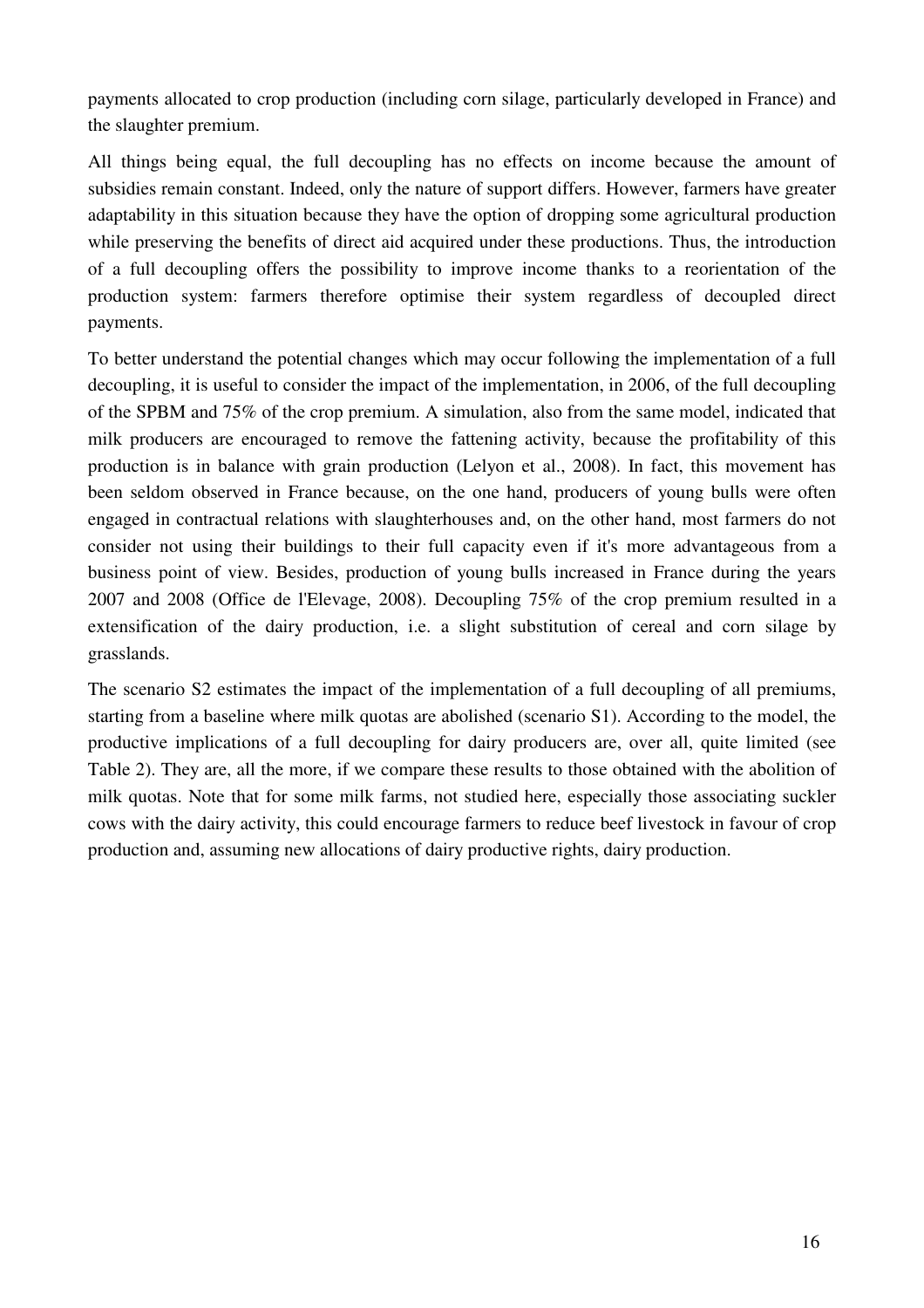payments allocated to crop production (including corn silage, particularly developed in France) and the slaughter premium.

All things being equal, the full decoupling has no effects on income because the amount of subsidies remain constant. Indeed, only the nature of support differs. However, farmers have greater adaptability in this situation because they have the option of dropping some agricultural production while preserving the benefits of direct aid acquired under these productions. Thus, the introduction of a full decoupling offers the possibility to improve income thanks to a reorientation of the production system: farmers therefore optimise their system regardless of decoupled direct payments.

To better understand the potential changes which may occur following the implementation of a full decoupling, it is useful to consider the impact of the implementation, in 2006, of the full decoupling of the SPBM and 75% of the crop premium. A simulation, also from the same model, indicated that milk producers are encouraged to remove the fattening activity, because the profitability of this production is in balance with grain production (Lelyon et al., 2008). In fact, this movement has been seldom observed in France because, on the one hand, producers of young bulls were often engaged in contractual relations with slaughterhouses and, on the other hand, most farmers do not consider not using their buildings to their full capacity even if it's more advantageous from a business point of view. Besides, production of young bulls increased in France during the years 2007 and 2008 (Office de l'Elevage, 2008). Decoupling 75% of the crop premium resulted in a extensification of the dairy production, i.e. a slight substitution of cereal and corn silage by grasslands.

The scenario S2 estimates the impact of the implementation of a full decoupling of all premiums, starting from a baseline where milk quotas are abolished (scenario S1). According to the model, the productive implications of a full decoupling for dairy producers are, over all, quite limited (see Table 2). They are, all the more, if we compare these results to those obtained with the abolition of milk quotas. Note that for some milk farms, not studied here, especially those associating suckler cows with the dairy activity, this could encourage farmers to reduce beef livestock in favour of crop production and, assuming new allocations of dairy productive rights, dairy production.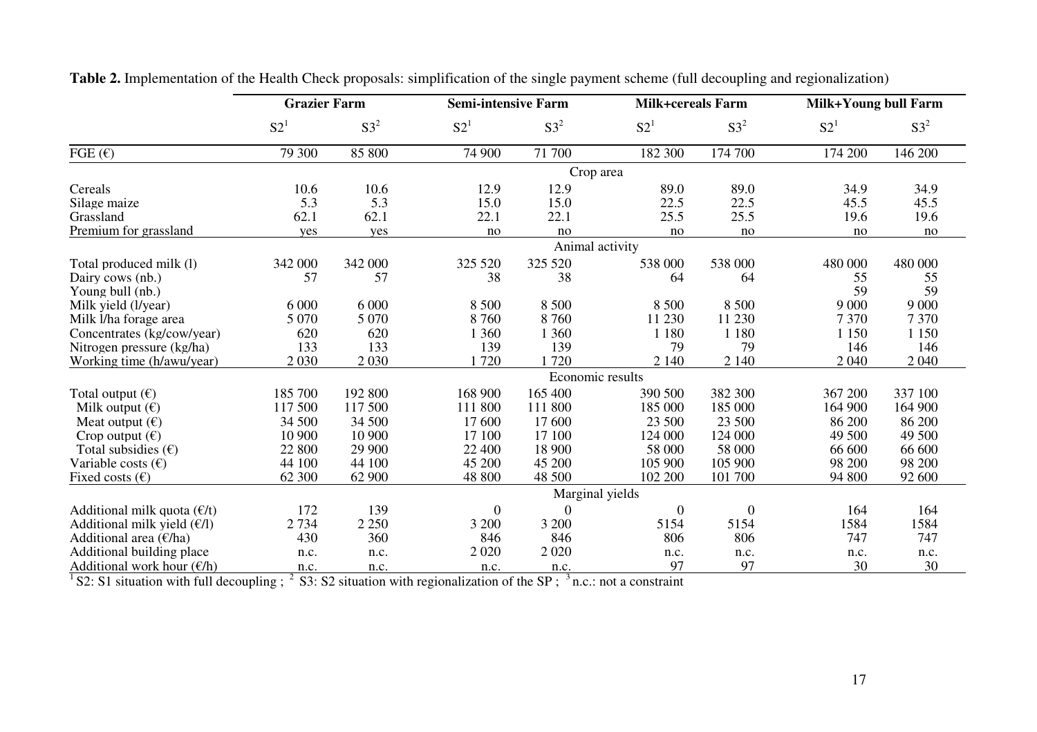**Table 2.** Implementation of the Health Check proposals: simplification of the single payment scheme (full decoupling and regionalization)

| | Grazier Farm | | Semi-intensive Farm | | Milk+cereals Farm | | Milk+Young bull Farm | |
|---|---|---|---|---|---|---|---|---|
| | S2[1] | S3[2] | S2[1] | S3[2] | S2[1] | S3[2] | S2[1] | S3[2] |
| FGE (€) | 79 300 | 85 800 | 74 900 | 71 700 | 182 300 | 174 700 | 174 200 | 146 200 |
| **Crop area** | | | | | | | | |
| Cereals | 10.6 | 10.6 | 12.9 | 12.9 | 89.0 | 89.0 | 34.9 | 34.9 |
| Silage maize | 5.3 | 5.3 | 15.0 | 15.0 | 22.5 | 22.5 | 45.5 | 45.5 |
| Grassland | 62.1 | 62.1 | 22.1 | 22.1 | 25.5 | 25.5 | 19.6 | 19.6 |
| Premium for grassland | yes | yes | no | no | no | no | no | no |
| **Animal activity** | | | | | | | | |
| Total produced milk (l) | 342 000 | 342 000 | 325 520 | 325 520 | 538 000 | 538 000 | 480 000 | 480 000 |
| Dairy cows (nb.) | 57 | 57 | 38 | 38 | 64 | 64 | 55 | 55 |
| Young bull (nb.) | | | | | | | 59 | 59 |
| Milk yield (l/year) | 6 000 | 6 000 | 8 500 | 8 500 | 8 500 | 8 500 | 9 000 | 9 000 |
| Milk l/ha forage area | 5 070 | 5 070 | 8 760 | 8 760 | 11 230 | 11 230 | 7 370 | 7 370 |
| Concentrates (kg/cow/year) | 620 | 620 | 1 360 | 1 360 | 1 180 | 1 180 | 1 150 | 1 150 |
| Nitrogen pressure (kg/ha) | 133 | 133 | 139 | 139 | 79 | 79 | 146 | 146 |
| Working time (h/awu/year) | 2 030 | 2 030 | 1 720 | 1 720 | 2 140 | 2 140 | 2 040 | 2 040 |
| **Economic results** | | | | | | | | |
| Total output (€) | 185 700 | 192 800 | 168 900 | 165 400 | 390 500 | 382 300 | 367 200 | 337 100 |
| Milk output (€) | 117 500 | 117 500 | 111 800 | 111 800 | 185 000 | 185 000 | 164 900 | 164 900 |
| Meat output (€) | 34 500 | 34 500 | 17 600 | 17 600 | 23 500 | 23 500 | 86 200 | 86 200 |
| Crop output (€) | 10 900 | 10 900 | 17 100 | 17 100 | 124 000 | 124 000 | 49 500 | 49 500 |
| Total subsidies (€) | 22 800 | 29 900 | 22 400 | 18 900 | 58 000 | 58 000 | 66 600 | 66 600 |
| Variable costs (€) | 44 100 | 44 100 | 45 200 | 45 200 | 105 900 | 105 900 | 98 200 | 98 200 |
| Fixed costs (€) | 62 300 | 62 900 | 48 800 | 48 500 | 102 200 | 101 700 | 94 800 | 92 600 |
| **Marginal yields** | | | | | | | | |
| Additional milk quota (€/t) | 172 | 139 | 0 | 0 | 0 | 0 | 164 | 164 |
| Additional milk yield (€/l) | 2 734 | 2 250 | 3 200 | 3 200 | 5154 | 5154 | 1584 | 1584 |
| Additional area (€/ha) | 430 | 360 | 846 | 846 | 806 | 806 | 747 | 747 |
| Additional building place | n.c. | n.c. | 2 020 | 2 020 | n.c. | n.c. | n.c. | n.c. |
| Additional work hour (€/h) | n.c. | n.c. | n.c. | n.c. | 97 | 97 | 30 | 30 |

[1] S2: S1 situation with full decoupling ; [2] S3: S2 situation with regionalization of the SP ; [3] n.c.: not a constraint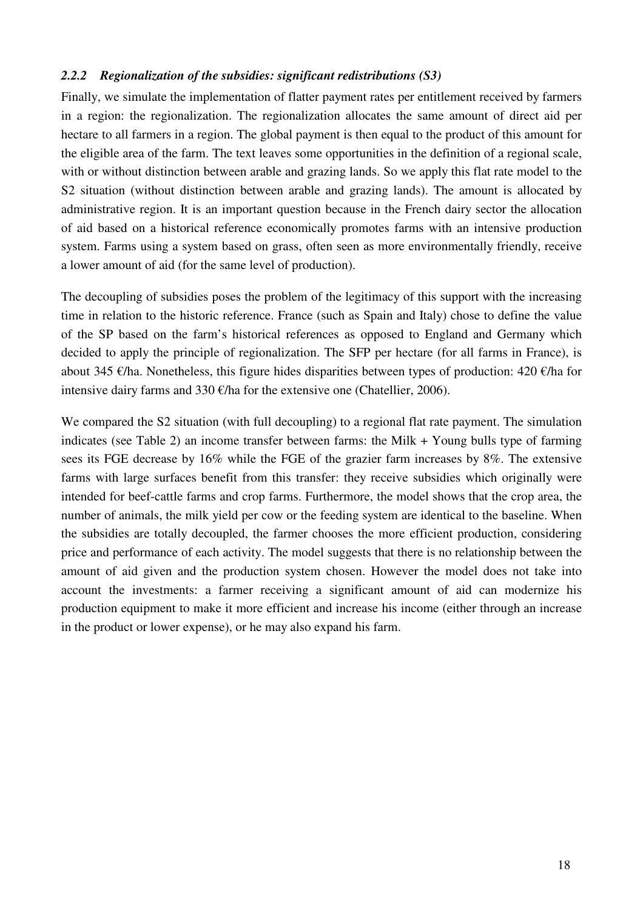### *2.2.2 Regionalization of the subsidies: significant redistributions (S3)*

Finally, we simulate the implementation of flatter payment rates per entitlement received by farmers in a region: the regionalization. The regionalization allocates the same amount of direct aid per hectare to all farmers in a region. The global payment is then equal to the product of this amount for the eligible area of the farm. The text leaves some opportunities in the definition of a regional scale, with or without distinction between arable and grazing lands. So we apply this flat rate model to the S2 situation (without distinction between arable and grazing lands). The amount is allocated by administrative region. It is an important question because in the French dairy sector the allocation of aid based on a historical reference economically promotes farms with an intensive production system. Farms using a system based on grass, often seen as more environmentally friendly, receive a lower amount of aid (for the same level of production).

The decoupling of subsidies poses the problem of the legitimacy of this support with the increasing time in relation to the historic reference. France (such as Spain and Italy) chose to define the value of the SP based on the farm's historical references as opposed to England and Germany which decided to apply the principle of regionalization. The SFP per hectare (for all farms in France), is about 345 €/ha. Nonetheless, this figure hides disparities between types of production: 420 €/ha for intensive dairy farms and 330 €/ha for the extensive one (Chatellier, 2006).

We compared the S2 situation (with full decoupling) to a regional flat rate payment. The simulation indicates (see Table 2) an income transfer between farms: the Milk + Young bulls type of farming sees its FGE decrease by 16% while the FGE of the grazier farm increases by 8%. The extensive farms with large surfaces benefit from this transfer: they receive subsidies which originally were intended for beef-cattle farms and crop farms. Furthermore, the model shows that the crop area, the number of animals, the milk yield per cow or the feeding system are identical to the baseline. When the subsidies are totally decoupled, the farmer chooses the more efficient production, considering price and performance of each activity. The model suggests that there is no relationship between the amount of aid given and the production system chosen. However the model does not take into account the investments: a farmer receiving a significant amount of aid can modernize his production equipment to make it more efficient and increase his income (either through an increase in the product or lower expense), or he may also expand his farm.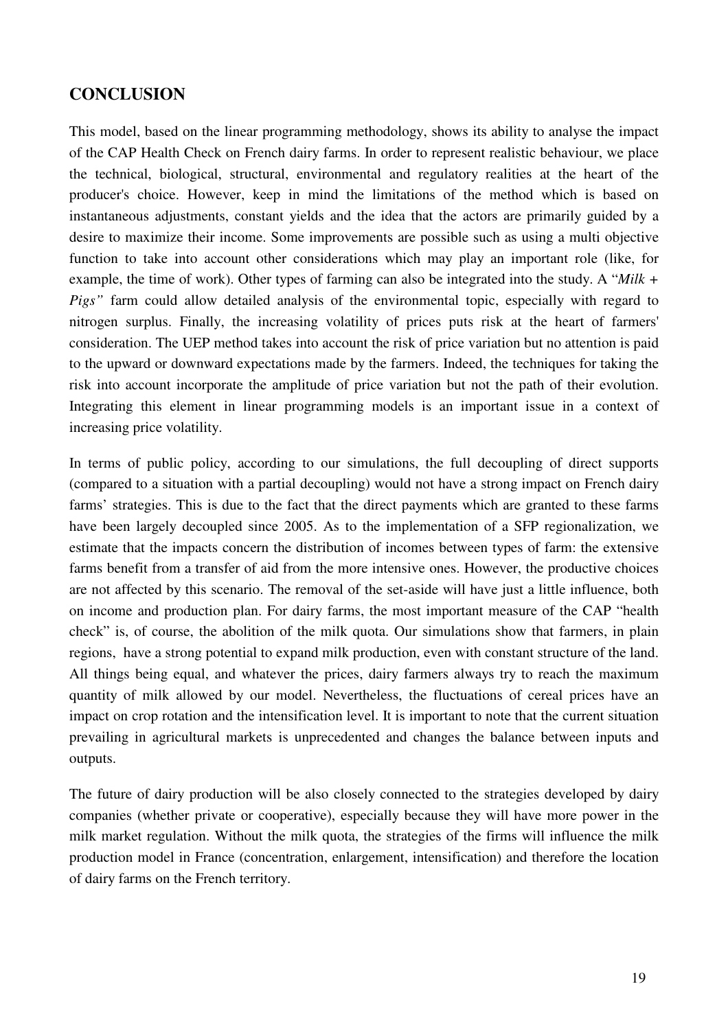## CONCLUSION

This model, based on the linear programming methodology, shows its ability to analyse the impact of the CAP Health Check on French dairy farms. In order to represent realistic behaviour, we place the technical, biological, structural, environmental and regulatory realities at the heart of the producer's choice. However, keep in mind the limitations of the method which is based on instantaneous adjustments, constant yields and the idea that the actors are primarily guided by a desire to maximize their income. Some improvements are possible such as using a multi objective function to take into account other considerations which may play an important role (like, for example, the time of work). Other types of farming can also be integrated into the study. A "*Milk + Pigs"* farm could allow detailed analysis of the environmental topic, especially with regard to nitrogen surplus. Finally, the increasing volatility of prices puts risk at the heart of farmers' consideration. The UEP method takes into account the risk of price variation but no attention is paid to the upward or downward expectations made by the farmers. Indeed, the techniques for taking the risk into account incorporate the amplitude of price variation but not the path of their evolution. Integrating this element in linear programming models is an important issue in a context of increasing price volatility.

In terms of public policy, according to our simulations, the full decoupling of direct supports (compared to a situation with a partial decoupling) would not have a strong impact on French dairy farms' strategies. This is due to the fact that the direct payments which are granted to these farms have been largely decoupled since 2005. As to the implementation of a SFP regionalization, we estimate that the impacts concern the distribution of incomes between types of farm: the extensive farms benefit from a transfer of aid from the more intensive ones. However, the productive choices are not affected by this scenario. The removal of the set-aside will have just a little influence, both on income and production plan. For dairy farms, the most important measure of the CAP "health check" is, of course, the abolition of the milk quota. Our simulations show that farmers, in plain regions, have a strong potential to expand milk production, even with constant structure of the land. All things being equal, and whatever the prices, dairy farmers always try to reach the maximum quantity of milk allowed by our model. Nevertheless, the fluctuations of cereal prices have an impact on crop rotation and the intensification level. It is important to note that the current situation prevailing in agricultural markets is unprecedented and changes the balance between inputs and outputs.

The future of dairy production will be also closely connected to the strategies developed by dairy companies (whether private or cooperative), especially because they will have more power in the milk market regulation. Without the milk quota, the strategies of the firms will influence the milk production model in France (concentration, enlargement, intensification) and therefore the location of dairy farms on the French territory.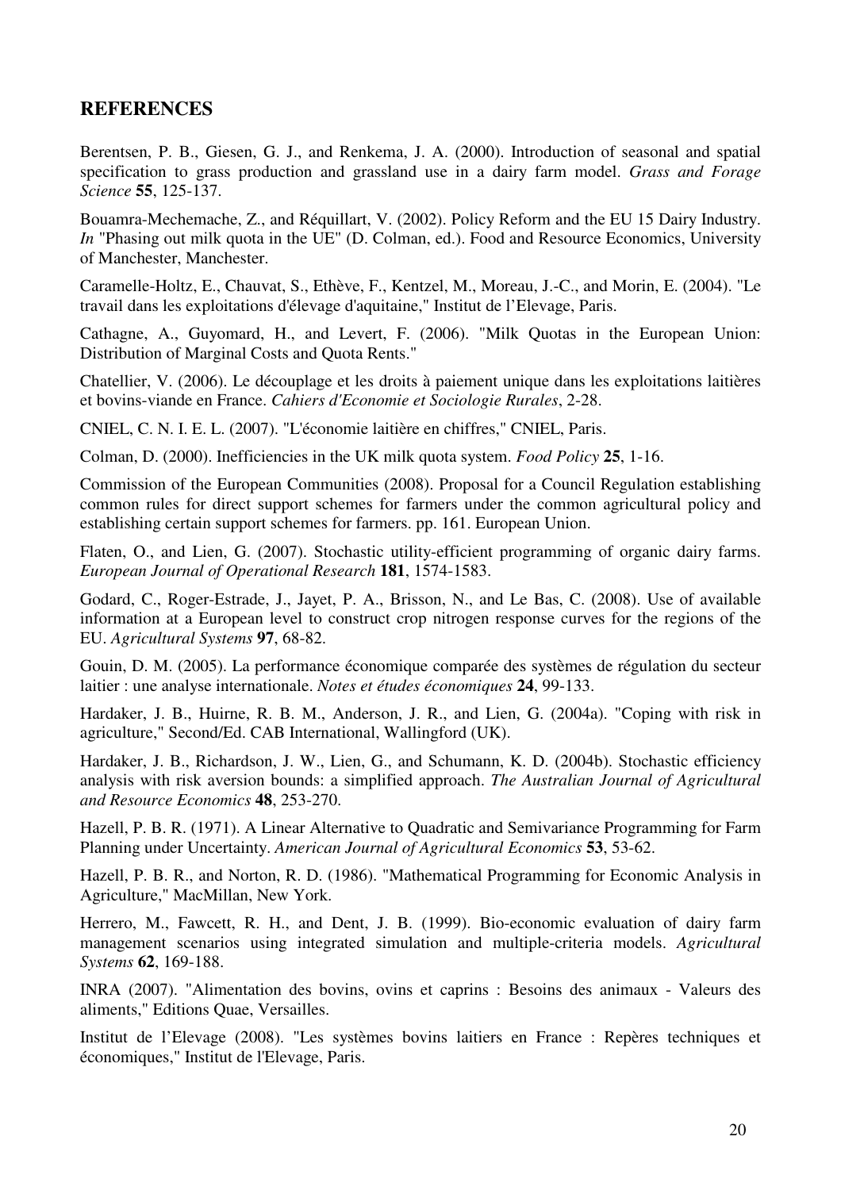## REFERENCES

Berentsen, P. B., Giesen, G. J., and Renkema, J. A. (2000). Introduction of seasonal and spatial specification to grass production and grassland use in a dairy farm model. *Grass and Forage Science* **55**, 125-137.

Bouamra-Mechemache, Z., and Réquillart, V. (2002). Policy Reform and the EU 15 Dairy Industry. *In* "Phasing out milk quota in the UE" (D. Colman, ed.). Food and Resource Economics, University of Manchester, Manchester.

Caramelle-Holtz, E., Chauvat, S., Ethève, F., Kentzel, M., Moreau, J.-C., and Morin, E. (2004). "Le travail dans les exploitations d'élevage d'aquitaine," Institut de l'Elevage, Paris.

Cathagne, A., Guyomard, H., and Levert, F. (2006). "Milk Quotas in the European Union: Distribution of Marginal Costs and Quota Rents."

Chatellier, V. (2006). Le découplage et les droits à paiement unique dans les exploitations laitières et bovins-viande en France. *Cahiers d'Economie et Sociologie Rurales*, 2-28.

CNIEL, C. N. I. E. L. (2007). "L'économie laitière en chiffres," CNIEL, Paris.

Colman, D. (2000). Inefficiencies in the UK milk quota system. *Food Policy* **25**, 1-16.

Commission of the European Communities (2008). Proposal for a Council Regulation establishing common rules for direct support schemes for farmers under the common agricultural policy and establishing certain support schemes for farmers. pp. 161. European Union.

Flaten, O., and Lien, G. (2007). Stochastic utility-efficient programming of organic dairy farms. *European Journal of Operational Research* **181**, 1574-1583.

Godard, C., Roger-Estrade, J., Jayet, P. A., Brisson, N., and Le Bas, C. (2008). Use of available information at a European level to construct crop nitrogen response curves for the regions of the EU. *Agricultural Systems* **97**, 68-82.

Gouin, D. M. (2005). La performance économique comparée des systèmes de régulation du secteur laitier : une analyse internationale. *Notes et études économiques* **24**, 99-133.

Hardaker, J. B., Huirne, R. B. M., Anderson, J. R., and Lien, G. (2004a). "Coping with risk in agriculture," Second/Ed. CAB International, Wallingford (UK).

Hardaker, J. B., Richardson, J. W., Lien, G., and Schumann, K. D. (2004b). Stochastic efficiency analysis with risk aversion bounds: a simplified approach. *The Australian Journal of Agricultural and Resource Economics* **48**, 253-270.

Hazell, P. B. R. (1971). A Linear Alternative to Quadratic and Semivariance Programming for Farm Planning under Uncertainty. *American Journal of Agricultural Economics* **53**, 53-62.

Hazell, P. B. R., and Norton, R. D. (1986). "Mathematical Programming for Economic Analysis in Agriculture," MacMillan, New York.

Herrero, M., Fawcett, R. H., and Dent, J. B. (1999). Bio-economic evaluation of dairy farm management scenarios using integrated simulation and multiple-criteria models. *Agricultural Systems* **62**, 169-188.

INRA (2007). "Alimentation des bovins, ovins et caprins : Besoins des animaux - Valeurs des aliments," Editions Quae, Versailles.

Institut de l'Elevage (2008). "Les systèmes bovins laitiers en France : Repères techniques et économiques," Institut de l'Elevage, Paris.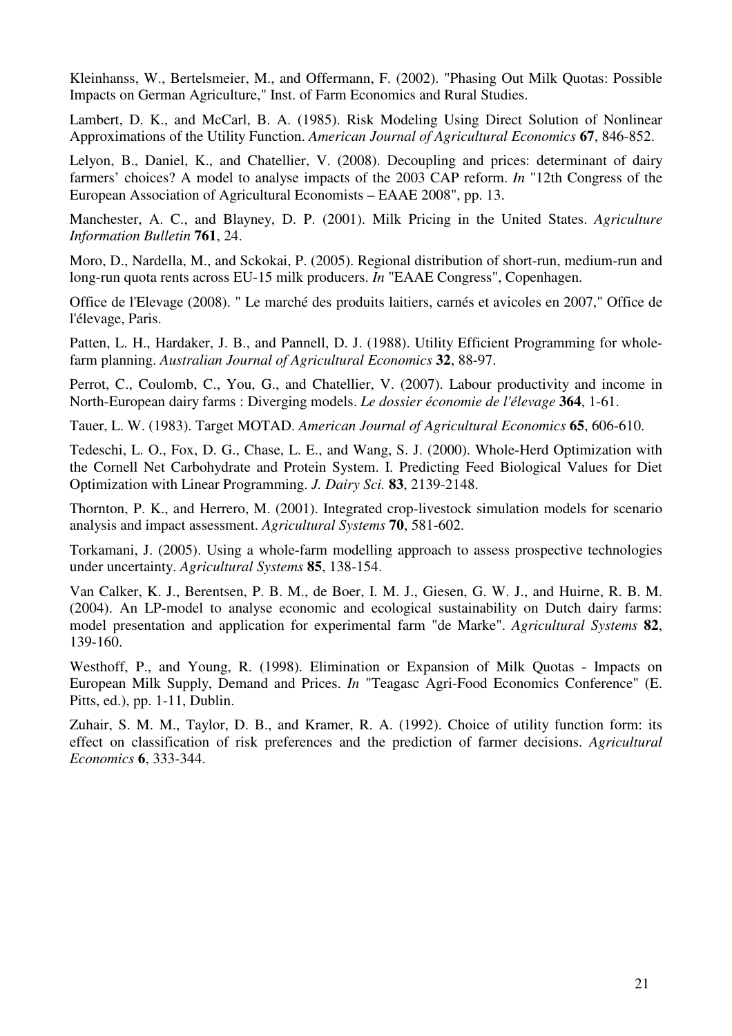Kleinhanss, W., Bertelsmeier, M., and Offermann, F. (2002). "Phasing Out Milk Quotas: Possible Impacts on German Agriculture," Inst. of Farm Economics and Rural Studies.

Lambert, D. K., and McCarl, B. A. (1985). Risk Modeling Using Direct Solution of Nonlinear Approximations of the Utility Function. *American Journal of Agricultural Economics* **67**, 846-852.

Lelyon, B., Daniel, K., and Chatellier, V. (2008). Decoupling and prices: determinant of dairy farmers' choices? A model to analyse impacts of the 2003 CAP reform. *In* "12th Congress of the European Association of Agricultural Economists – EAAE 2008", pp. 13.

Manchester, A. C., and Blayney, D. P. (2001). Milk Pricing in the United States. *Agriculture Information Bulletin* **761**, 24.

Moro, D., Nardella, M., and Sckokai, P. (2005). Regional distribution of short-run, medium-run and long-run quota rents across EU-15 milk producers. *In* "EAAE Congress", Copenhagen.

Office de l'Elevage (2008). " Le marché des produits laitiers, carnés et avicoles en 2007," Office de l'élevage, Paris.

Patten, L. H., Hardaker, J. B., and Pannell, D. J. (1988). Utility Efficient Programming for whole-farm planning. *Australian Journal of Agricultural Economics* **32**, 88-97.

Perrot, C., Coulomb, C., You, G., and Chatellier, V. (2007). Labour productivity and income in North-European dairy farms : Diverging models. *Le dossier économie de l'élevage* **364**, 1-61.

Tauer, L. W. (1983). Target MOTAD. *American Journal of Agricultural Economics* **65**, 606-610.

Tedeschi, L. O., Fox, D. G., Chase, L. E., and Wang, S. J. (2000). Whole-Herd Optimization with the Cornell Net Carbohydrate and Protein System. I. Predicting Feed Biological Values for Diet Optimization with Linear Programming. *J. Dairy Sci.* **83**, 2139-2148.

Thornton, P. K., and Herrero, M. (2001). Integrated crop-livestock simulation models for scenario analysis and impact assessment. *Agricultural Systems* **70**, 581-602.

Torkamani, J. (2005). Using a whole-farm modelling approach to assess prospective technologies under uncertainty. *Agricultural Systems* **85**, 138-154.

Van Calker, K. J., Berentsen, P. B. M., de Boer, I. M. J., Giesen, G. W. J., and Huirne, R. B. M. (2004). An LP-model to analyse economic and ecological sustainability on Dutch dairy farms: model presentation and application for experimental farm "de Marke". *Agricultural Systems* **82**, 139-160.

Westhoff, P., and Young, R. (1998). Elimination or Expansion of Milk Quotas - Impacts on European Milk Supply, Demand and Prices. *In* "Teagasc Agri-Food Economics Conference" (E. Pitts, ed.), pp. 1-11, Dublin.

Zuhair, S. M. M., Taylor, D. B., and Kramer, R. A. (1992). Choice of utility function form: its effect on classification of risk preferences and the prediction of farmer decisions. *Agricultural Economics* **6**, 333-344.